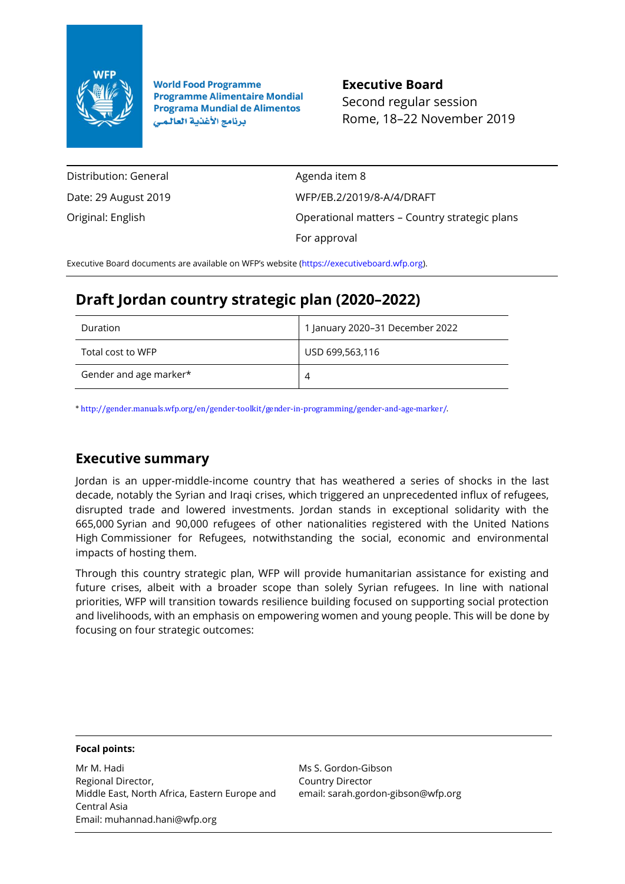World Food Programme
Programme Alimentaire Mondial
Programa Mundial de Alimentos
برنامج الأغذية العالمي

**Executive Board**
Second regular session
Rome, 18–22 November 2019

| | |
|---|---|
| Distribution: General | Agenda item 8 |
| Date: 29 August 2019 | WFP/EB.2/2019/8-A/4/DRAFT |
| Original: English | Operational matters – Country strategic plans |
| | For approval |

Executive Board documents are available on WFP's website (https://executiveboard.wfp.org).

# Draft Jordan country strategic plan (2020–2022)

| | |
|---|---|
| Duration | 1 January 2020–31 December 2022 |
| Total cost to WFP | USD 699,563,116 |
| Gender and age marker* | 4 |

* http://gender.manuals.wfp.org/en/gender-toolkit/gender-in-programming/gender-and-age-marker/.

## Executive summary

Jordan is an upper-middle-income country that has weathered a series of shocks in the last decade, notably the Syrian and Iraqi crises, which triggered an unprecedented influx of refugees, disrupted trade and lowered investments. Jordan stands in exceptional solidarity with the 665,000 Syrian and 90,000 refugees of other nationalities registered with the United Nations High Commissioner for Refugees, notwithstanding the social, economic and environmental impacts of hosting them.

Through this country strategic plan, WFP will provide humanitarian assistance for existing and future crises, albeit with a broader scope than solely Syrian refugees. In line with national priorities, WFP will transition towards resilience building focused on supporting social protection and livelihoods, with an emphasis on empowering women and young people. This will be done by focusing on four strategic outcomes:

**Focal points:**

Mr M. Hadi
Regional Director,
Middle East, North Africa, Eastern Europe and Central Asia
Email: muhannad.hani@wfp.org

Ms S. Gordon-Gibson
Country Director
email: sarah.gordon-gibson@wfp.org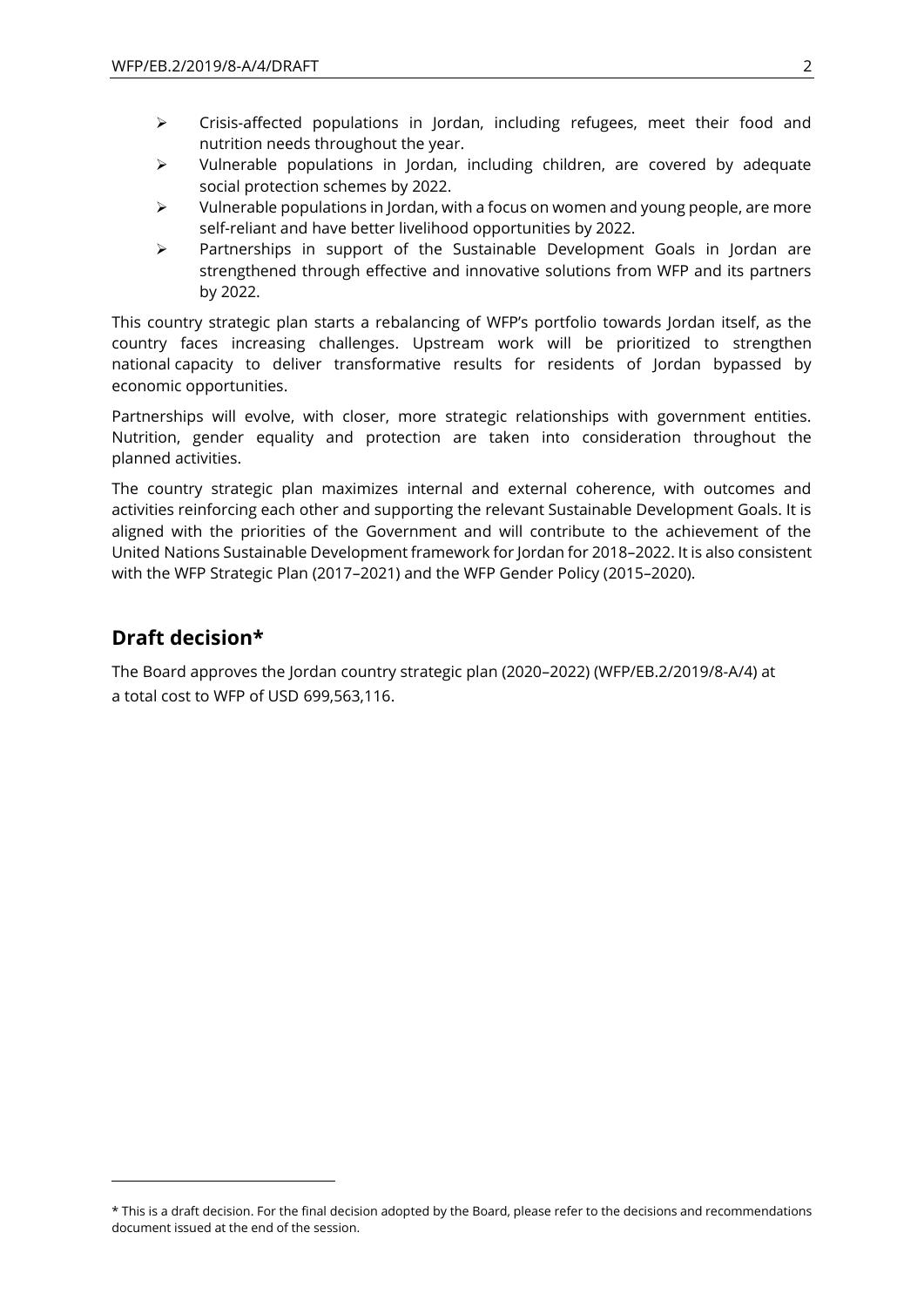- Crisis-affected populations in Jordan, including refugees, meet their food and nutrition needs throughout the year.
- Vulnerable populations in Jordan, including children, are covered by adequate social protection schemes by 2022.
- Vulnerable populations in Jordan, with a focus on women and young people, are more self-reliant and have better livelihood opportunities by 2022.
- Partnerships in support of the Sustainable Development Goals in Jordan are strengthened through effective and innovative solutions from WFP and its partners by 2022.

This country strategic plan starts a rebalancing of WFP's portfolio towards Jordan itself, as the country faces increasing challenges. Upstream work will be prioritized to strengthen national capacity to deliver transformative results for residents of Jordan bypassed by economic opportunities.

Partnerships will evolve, with closer, more strategic relationships with government entities. Nutrition, gender equality and protection are taken into consideration throughout the planned activities.

The country strategic plan maximizes internal and external coherence, with outcomes and activities reinforcing each other and supporting the relevant Sustainable Development Goals. It is aligned with the priorities of the Government and will contribute to the achievement of the United Nations Sustainable Development framework for Jordan for 2018–2022. It is also consistent with the WFP Strategic Plan (2017–2021) and the WFP Gender Policy (2015–2020).

## Draft decision*

The Board approves the Jordan country strategic plan (2020–2022) (WFP/EB.2/2019/8-A/4) at a total cost to WFP of USD 699,563,116.

* This is a draft decision. For the final decision adopted by the Board, please refer to the decisions and recommendations document issued at the end of the session.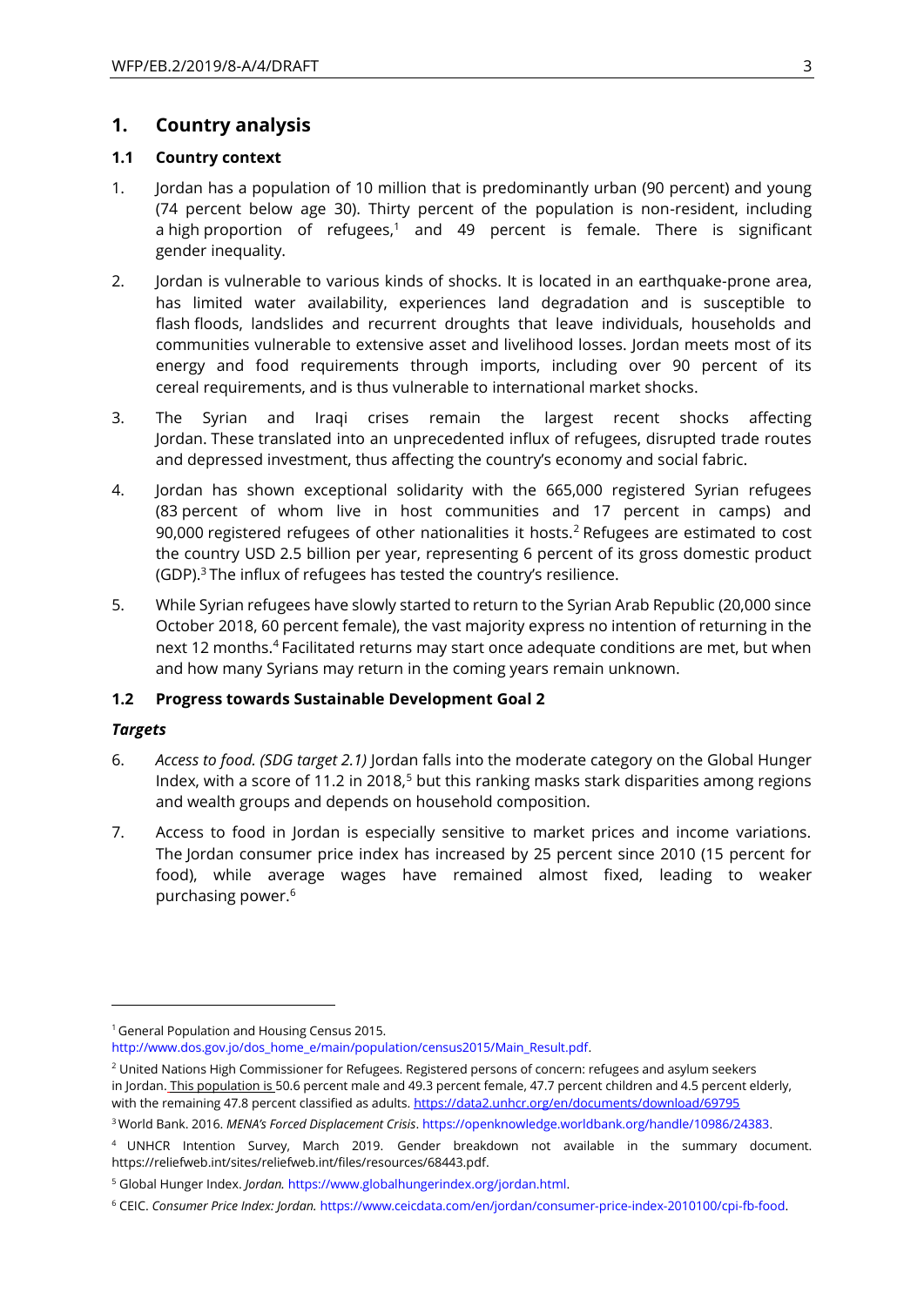## 1. Country analysis

### 1.1 Country context

1. Jordan has a population of 10 million that is predominantly urban (90 percent) and young (74 percent below age 30). Thirty percent of the population is non-resident, including a high proportion of refugees,[1] and 49 percent is female. There is significant gender inequality.

2. Jordan is vulnerable to various kinds of shocks. It is located in an earthquake-prone area, has limited water availability, experiences land degradation and is susceptible to flash floods, landslides and recurrent droughts that leave individuals, households and communities vulnerable to extensive asset and livelihood losses. Jordan meets most of its energy and food requirements through imports, including over 90 percent of its cereal requirements, and is thus vulnerable to international market shocks.

3. The Syrian and Iraqi crises remain the largest recent shocks affecting Jordan. These translated into an unprecedented influx of refugees, disrupted trade routes and depressed investment, thus affecting the country's economy and social fabric.

4. Jordan has shown exceptional solidarity with the 665,000 registered Syrian refugees (83 percent of whom live in host communities and 17 percent in camps) and 90,000 registered refugees of other nationalities it hosts.[2] Refugees are estimated to cost the country USD 2.5 billion per year, representing 6 percent of its gross domestic product (GDP).[3] The influx of refugees has tested the country's resilience.

5. While Syrian refugees have slowly started to return to the Syrian Arab Republic (20,000 since October 2018, 60 percent female), the vast majority express no intention of returning in the next 12 months.[4] Facilitated returns may start once adequate conditions are met, but when and how many Syrians may return in the coming years remain unknown.

### 1.2 Progress towards Sustainable Development Goal 2

***Targets***

6. *Access to food. (SDG target 2.1)* Jordan falls into the moderate category on the Global Hunger Index, with a score of 11.2 in 2018,[5] but this ranking masks stark disparities among regions and wealth groups and depends on household composition.

7. Access to food in Jordan is especially sensitive to market prices and income variations. The Jordan consumer price index has increased by 25 percent since 2010 (15 percent for food), while average wages have remained almost fixed, leading to weaker purchasing power.[6]

---

[1] General Population and Housing Census 2015. http://www.dos.gov.jo/dos_home_e/main/population/census2015/Main_Result.pdf.

[2] United Nations High Commissioner for Refugees. Registered persons of concern: refugees and asylum seekers in Jordan. This population is 50.6 percent male and 49.3 percent female, 47.7 percent children and 4.5 percent elderly, with the remaining 47.8 percent classified as adults. https://data2.unhcr.org/en/documents/download/69795

[3] World Bank. 2016. *MENA's Forced Displacement Crisis*. https://openknowledge.worldbank.org/handle/10986/24383.

[4] UNHCR Intention Survey, March 2019. Gender breakdown not available in the summary document. https://reliefweb.int/sites/reliefweb.int/files/resources/68443.pdf.

[5] Global Hunger Index. *Jordan.* https://www.globalhungerindex.org/jordan.html.

[6] CEIC. *Consumer Price Index: Jordan.* https://www.ceicdata.com/en/jordan/consumer-price-index-2010100/cpi-fb-food.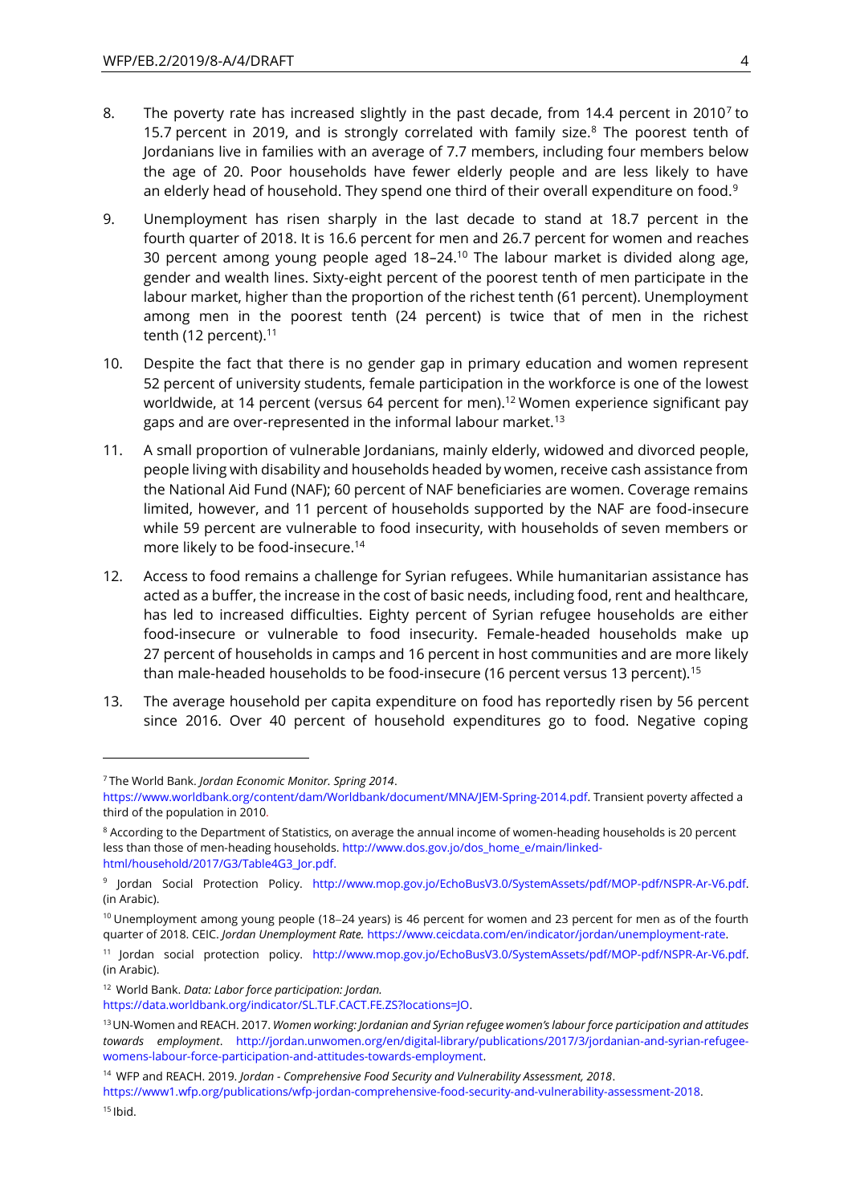8. The poverty rate has increased slightly in the past decade, from 14.4 percent in 2010[7] to 15.7 percent in 2019, and is strongly correlated with family size.[8] The poorest tenth of Jordanians live in families with an average of 7.7 members, including four members below the age of 20. Poor households have fewer elderly people and are less likely to have an elderly head of household. They spend one third of their overall expenditure on food.[9]

9. Unemployment has risen sharply in the last decade to stand at 18.7 percent in the fourth quarter of 2018. It is 16.6 percent for men and 26.7 percent for women and reaches 30 percent among young people aged 18–24.[10] The labour market is divided along age, gender and wealth lines. Sixty-eight percent of the poorest tenth of men participate in the labour market, higher than the proportion of the richest tenth (61 percent). Unemployment among men in the poorest tenth (24 percent) is twice that of men in the richest tenth (12 percent).[11]

10. Despite the fact that there is no gender gap in primary education and women represent 52 percent of university students, female participation in the workforce is one of the lowest worldwide, at 14 percent (versus 64 percent for men).[12] Women experience significant pay gaps and are over-represented in the informal labour market.[13]

11. A small proportion of vulnerable Jordanians, mainly elderly, widowed and divorced people, people living with disability and households headed by women, receive cash assistance from the National Aid Fund (NAF); 60 percent of NAF beneficiaries are women. Coverage remains limited, however, and 11 percent of households supported by the NAF are food-insecure while 59 percent are vulnerable to food insecurity, with households of seven members or more likely to be food-insecure.[14]

12. Access to food remains a challenge for Syrian refugees. While humanitarian assistance has acted as a buffer, the increase in the cost of basic needs, including food, rent and healthcare, has led to increased difficulties. Eighty percent of Syrian refugee households are either food-insecure or vulnerable to food insecurity. Female-headed households make up 27 percent of households in camps and 16 percent in host communities and are more likely than male-headed households to be food-insecure (16 percent versus 13 percent).[15]

13. The average household per capita expenditure on food has reportedly risen by 56 percent since 2016. Over 40 percent of household expenditures go to food. Negative coping

---

[7] The World Bank. *Jordan Economic Monitor. Spring 2014*. https://www.worldbank.org/content/dam/Worldbank/document/MNA/JEM-Spring-2014.pdf. Transient poverty affected a third of the population in 2010.

[8] According to the Department of Statistics, on average the annual income of women-heading households is 20 percent less than those of men-heading households. http://www.dos.gov.jo/dos_home_e/main/linked-html/household/2017/G3/Table4G3_Jor.pdf.

[9] Jordan Social Protection Policy. http://www.mop.gov.jo/EchoBusV3.0/SystemAssets/pdf/MOP-pdf/NSPR-Ar-V6.pdf. (in Arabic).

[10] Unemployment among young people (18–24 years) is 46 percent for women and 23 percent for men as of the fourth quarter of 2018. CEIC. *Jordan Unemployment Rate.* https://www.ceicdata.com/en/indicator/jordan/unemployment-rate.

[11] Jordan social protection policy. http://www.mop.gov.jo/EchoBusV3.0/SystemAssets/pdf/MOP-pdf/NSPR-Ar-V6.pdf. (in Arabic).

[12] World Bank. *Data: Labor force participation: Jordan.* https://data.worldbank.org/indicator/SL.TLF.CACT.FE.ZS?locations=JO.

[13] UN-Women and REACH. 2017. *Women working: Jordanian and Syrian refugee women's labour force participation and attitudes towards employment*. http://jordan.unwomen.org/en/digital-library/publications/2017/3/jordanian-and-syrian-refugee-womens-labour-force-participation-and-attitudes-towards-employment.

[14] WFP and REACH. 2019. *Jordan - Comprehensive Food Security and Vulnerability Assessment, 2018*. https://www1.wfp.org/publications/wfp-jordan-comprehensive-food-security-and-vulnerability-assessment-2018.

[15] Ibid.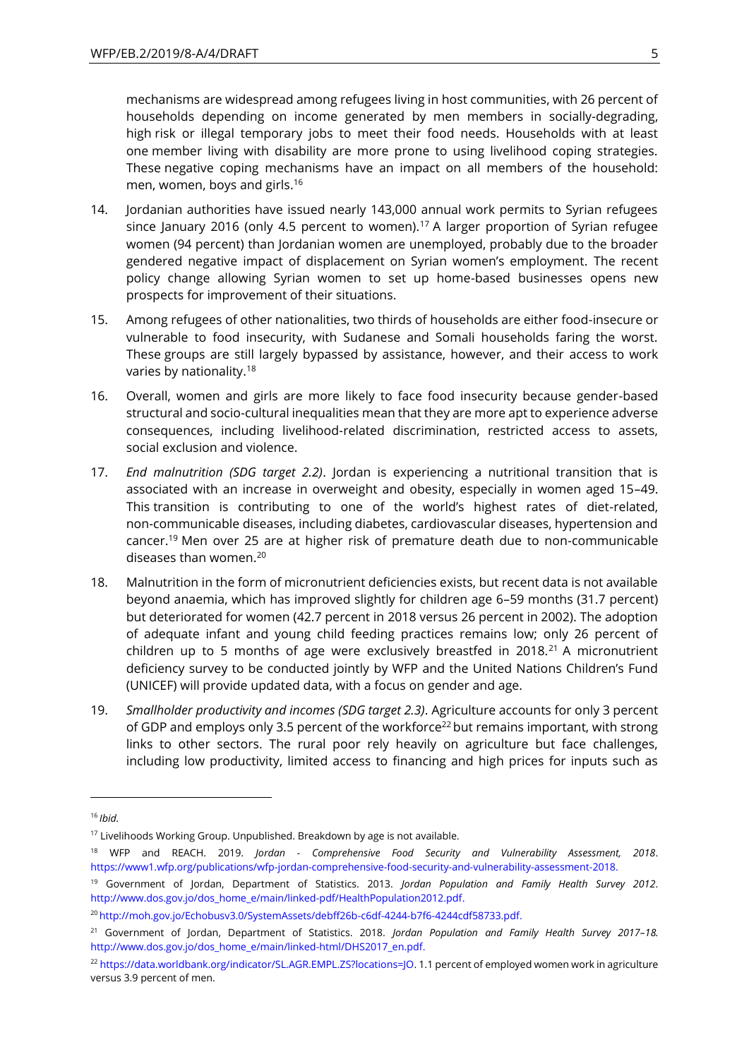mechanisms are widespread among refugees living in host communities, with 26 percent of households depending on income generated by men members in socially-degrading, high risk or illegal temporary jobs to meet their food needs. Households with at least one member living with disability are more prone to using livelihood coping strategies. These negative coping mechanisms have an impact on all members of the household: men, women, boys and girls.[16]

14. Jordanian authorities have issued nearly 143,000 annual work permits to Syrian refugees since January 2016 (only 4.5 percent to women).[17] A larger proportion of Syrian refugee women (94 percent) than Jordanian women are unemployed, probably due to the broader gendered negative impact of displacement on Syrian women's employment. The recent policy change allowing Syrian women to set up home-based businesses opens new prospects for improvement of their situations.

15. Among refugees of other nationalities, two thirds of households are either food-insecure or vulnerable to food insecurity, with Sudanese and Somali households faring the worst. These groups are still largely bypassed by assistance, however, and their access to work varies by nationality.[18]

16. Overall, women and girls are more likely to face food insecurity because gender-based structural and socio-cultural inequalities mean that they are more apt to experience adverse consequences, including livelihood-related discrimination, restricted access to assets, social exclusion and violence.

17. *End malnutrition (SDG target 2.2)*. Jordan is experiencing a nutritional transition that is associated with an increase in overweight and obesity, especially in women aged 15–49. This transition is contributing to one of the world's highest rates of diet-related, non-communicable diseases, including diabetes, cardiovascular diseases, hypertension and cancer.[19] Men over 25 are at higher risk of premature death due to non-communicable diseases than women.[20]

18. Malnutrition in the form of micronutrient deficiencies exists, but recent data is not available beyond anaemia, which has improved slightly for children age 6–59 months (31.7 percent) but deteriorated for women (42.7 percent in 2018 versus 26 percent in 2002). The adoption of adequate infant and young child feeding practices remains low; only 26 percent of children up to 5 months of age were exclusively breastfed in 2018.[21] A micronutrient deficiency survey to be conducted jointly by WFP and the United Nations Children's Fund (UNICEF) will provide updated data, with a focus on gender and age.

19. *Smallholder productivity and incomes (SDG target 2.3)*. Agriculture accounts for only 3 percent of GDP and employs only 3.5 percent of the workforce[22] but remains important, with strong links to other sectors. The rural poor rely heavily on agriculture but face challenges, including low productivity, limited access to financing and high prices for inputs such as

---

[16] *Ibid.*

[17] Livelihoods Working Group. Unpublished. Breakdown by age is not available.

[18] WFP and REACH. 2019. *Jordan - Comprehensive Food Security and Vulnerability Assessment, 2018*. https://www1.wfp.org/publications/wfp-jordan-comprehensive-food-security-and-vulnerability-assessment-2018.

[19] Government of Jordan, Department of Statistics. 2013. *Jordan Population and Family Health Survey 2012*. http://www.dos.gov.jo/dos_home_e/main/linked-pdf/HealthPopulation2012.pdf.

[20] http://moh.gov.jo/Echobusv3.0/SystemAssets/debff26b-c6df-4244-b7f6-4244cdf58733.pdf.

[21] Government of Jordan, Department of Statistics. 2018. *Jordan Population and Family Health Survey 2017–18.* http://www.dos.gov.jo/dos_home_e/main/linked-html/DHS2017_en.pdf.

[22] https://data.worldbank.org/indicator/SL.AGR.EMPL.ZS?locations=JO. 1.1 percent of employed women work in agriculture versus 3.9 percent of men.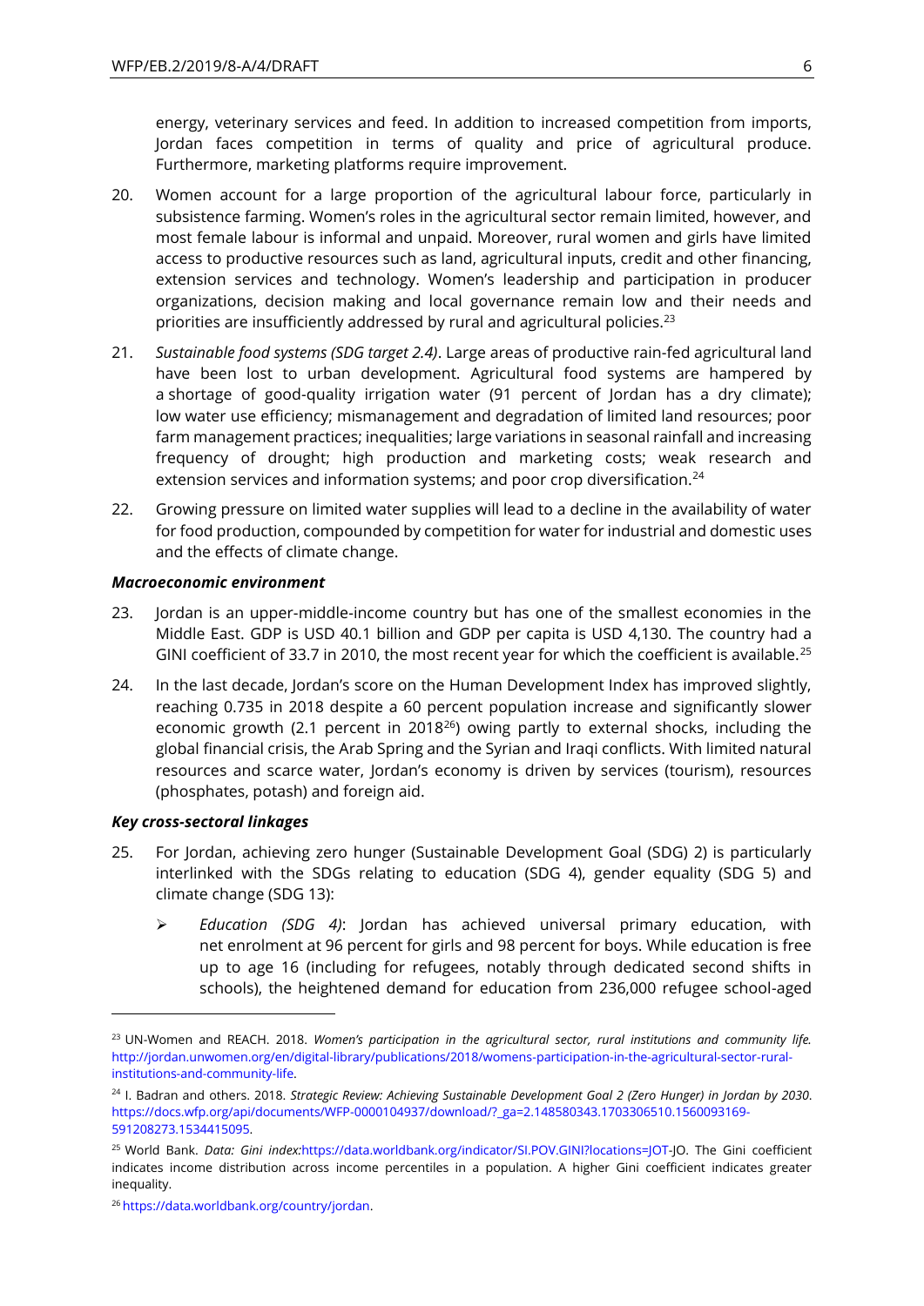energy, veterinary services and feed. In addition to increased competition from imports, Jordan faces competition in terms of quality and price of agricultural produce. Furthermore, marketing platforms require improvement.

20. Women account for a large proportion of the agricultural labour force, particularly in subsistence farming. Women's roles in the agricultural sector remain limited, however, and most female labour is informal and unpaid. Moreover, rural women and girls have limited access to productive resources such as land, agricultural inputs, credit and other financing, extension services and technology. Women's leadership and participation in producer organizations, decision making and local governance remain low and their needs and priorities are insufficiently addressed by rural and agricultural policies.[23]

21. *Sustainable food systems (SDG target 2.4)*. Large areas of productive rain-fed agricultural land have been lost to urban development. Agricultural food systems are hampered by a shortage of good-quality irrigation water (91 percent of Jordan has a dry climate); low water use efficiency; mismanagement and degradation of limited land resources; poor farm management practices; inequalities; large variations in seasonal rainfall and increasing frequency of drought; high production and marketing costs; weak research and extension services and information systems; and poor crop diversification.[24]

22. Growing pressure on limited water supplies will lead to a decline in the availability of water for food production, compounded by competition for water for industrial and domestic uses and the effects of climate change.

***Macroeconomic environment***

23. Jordan is an upper-middle-income country but has one of the smallest economies in the Middle East. GDP is USD 40.1 billion and GDP per capita is USD 4,130. The country had a GINI coefficient of 33.7 in 2010, the most recent year for which the coefficient is available.[25]

24. In the last decade, Jordan's score on the Human Development Index has improved slightly, reaching 0.735 in 2018 despite a 60 percent population increase and significantly slower economic growth (2.1 percent in 2018[26]) owing partly to external shocks, including the global financial crisis, the Arab Spring and the Syrian and Iraqi conflicts. With limited natural resources and scarce water, Jordan's economy is driven by services (tourism), resources (phosphates, potash) and foreign aid.

***Key cross-sectoral linkages***

25. For Jordan, achieving zero hunger (Sustainable Development Goal (SDG) 2) is particularly interlinked with the SDGs relating to education (SDG 4), gender equality (SDG 5) and climate change (SDG 13):

   - *Education (SDG 4)*: Jordan has achieved universal primary education, with net enrolment at 96 percent for girls and 98 percent for boys. While education is free up to age 16 (including for refugees, notably through dedicated second shifts in schools), the heightened demand for education from 236,000 refugee school-aged

---

[23] UN-Women and REACH. 2018. *Women's participation in the agricultural sector, rural institutions and community life.* http://jordan.unwomen.org/en/digital-library/publications/2018/womens-participation-in-the-agricultural-sector-rural-institutions-and-community-life.

[24] I. Badran and others. 2018. *Strategic Review: Achieving Sustainable Development Goal 2 (Zero Hunger) in Jordan by 2030*. https://docs.wfp.org/api/documents/WFP-0000104937/download/?_ga=2.148580343.1703306510.1560093169-591208273.1534415095.

[25] World Bank. *Data: Gini index:*https://data.worldbank.org/indicator/SI.POV.GINI?locations=JOT-JO. The Gini coefficient indicates income distribution across income percentiles in a population. A higher Gini coefficient indicates greater inequality.

[26] https://data.worldbank.org/country/jordan.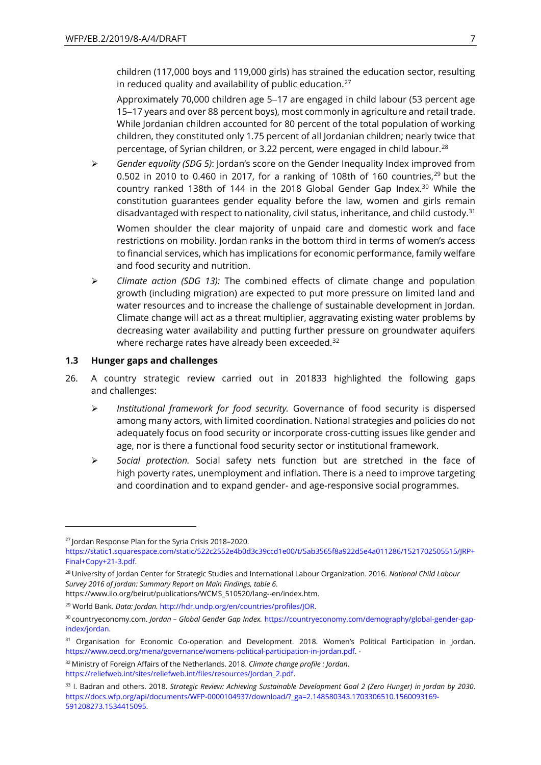children (117,000 boys and 119,000 girls) has strained the education sector, resulting in reduced quality and availability of public education.[27]

Approximately 70,000 children age 5–17 are engaged in child labour (53 percent age 15–17 years and over 88 percent boys), most commonly in agriculture and retail trade. While Jordanian children accounted for 80 percent of the total population of working children, they constituted only 1.75 percent of all Jordanian children; nearly twice that percentage, of Syrian children, or 3.22 percent, were engaged in child labour.[28]

- *Gender equality (SDG 5)*: Jordan's score on the Gender Inequality Index improved from 0.502 in 2010 to 0.460 in 2017, for a ranking of 108th of 160 countries,[29] but the country ranked 138th of 144 in the 2018 Global Gender Gap Index.[30] While the constitution guarantees gender equality before the law, women and girls remain disadvantaged with respect to nationality, civil status, inheritance, and child custody.[31]

  Women shoulder the clear majority of unpaid care and domestic work and face restrictions on mobility. Jordan ranks in the bottom third in terms of women's access to financial services, which has implications for economic performance, family welfare and food security and nutrition.

- *Climate action (SDG 13):* The combined effects of climate change and population growth (including migration) are expected to put more pressure on limited land and water resources and to increase the challenge of sustainable development in Jordan. Climate change will act as a threat multiplier, aggravating existing water problems by decreasing water availability and putting further pressure on groundwater aquifers where recharge rates have already been exceeded.[32]

### 1.3 Hunger gaps and challenges

26. A country strategic review carried out in 201833 highlighted the following gaps and challenges:

    - *Institutional framework for food security.* Governance of food security is dispersed among many actors, with limited coordination. National strategies and policies do not adequately focus on food security or incorporate cross-cutting issues like gender and age, nor is there a functional food security sector or institutional framework.
    - *Social protection.* Social safety nets function but are stretched in the face of high poverty rates, unemployment and inflation. There is a need to improve targeting and coordination and to expand gender- and age-responsive social programmes.

---

[27] Jordan Response Plan for the Syria Crisis 2018–2020. https://static1.squarespace.com/static/522c2552e4b0d3c39ccd1e00/t/5ab3565f8a922d5e4a011286/1521702505515/JRP+Final+Copy+21-3.pdf.

[28] University of Jordan Center for Strategic Studies and International Labour Organization. 2016. *National Child Labour Survey 2016 of Jordan: Summary Report on Main Findings, table 6*. https://www.ilo.org/beirut/publications/WCMS_510520/lang--en/index.htm.

[29] World Bank. *Data: Jordan.* http://hdr.undp.org/en/countries/profiles/JOR.

[30] countryeconomy.com. *Jordan – Global Gender Gap Index.* https://countryeconomy.com/demography/global-gender-gap-index/jordan.

[31] Organisation for Economic Co-operation and Development. 2018. Women's Political Participation in Jordan. https://www.oecd.org/mena/governance/womens-political-participation-in-jordan.pdf. -

[32] Ministry of Foreign Affairs of the Netherlands. 2018. *Climate change profile : Jordan*. https://reliefweb.int/sites/reliefweb.int/files/resources/Jordan_2.pdf.

[33] I. Badran and others. 2018. *Strategic Review: Achieving Sustainable Development Goal 2 (Zero Hunger) in Jordan by 2030*. https://docs.wfp.org/api/documents/WFP-0000104937/download/?_ga=2.148580343.1703306510.1560093169-591208273.1534415095.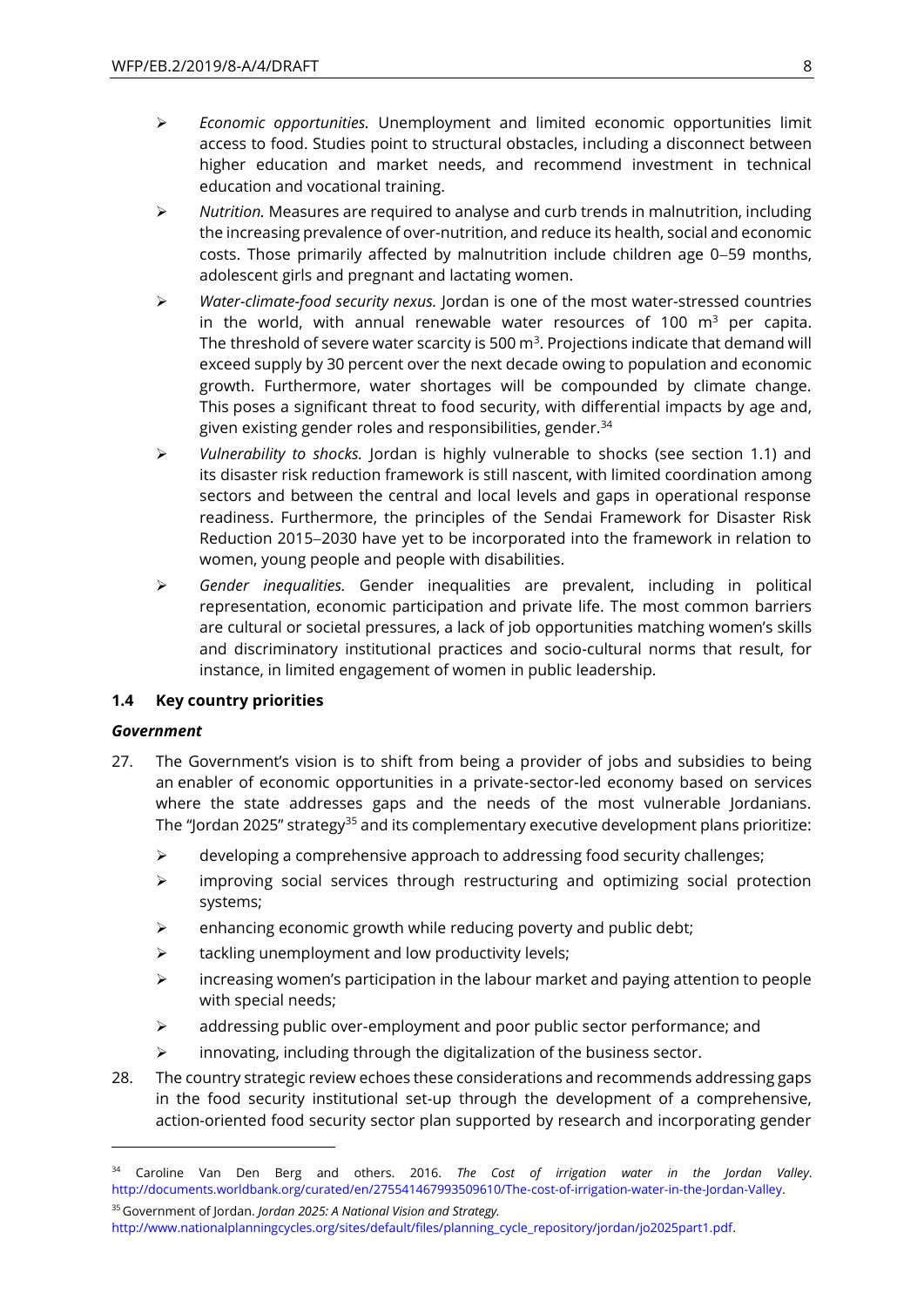- *Economic opportunities.* Unemployment and limited economic opportunities limit access to food. Studies point to structural obstacles, including a disconnect between higher education and market needs, and recommend investment in technical education and vocational training.
- *Nutrition.* Measures are required to analyse and curb trends in malnutrition, including the increasing prevalence of over-nutrition, and reduce its health, social and economic costs. Those primarily affected by malnutrition include children age 0–59 months, adolescent girls and pregnant and lactating women.
- *Water-climate-food security nexus.* Jordan is one of the most water-stressed countries in the world, with annual renewable water resources of 100 $m^3$ per capita. The threshold of severe water scarcity is 500 $m^3$. Projections indicate that demand will exceed supply by 30 percent over the next decade owing to population and economic growth. Furthermore, water shortages will be compounded by climate change. This poses a significant threat to food security, with differential impacts by age and, given existing gender roles and responsibilities, gender.[34]
- *Vulnerability to shocks.* Jordan is highly vulnerable to shocks (see section 1.1) and its disaster risk reduction framework is still nascent, with limited coordination among sectors and between the central and local levels and gaps in operational response readiness. Furthermore, the principles of the Sendai Framework for Disaster Risk Reduction 2015–2030 have yet to be incorporated into the framework in relation to women, young people and people with disabilities.
- *Gender inequalities.* Gender inequalities are prevalent, including in political representation, economic participation and private life. The most common barriers are cultural or societal pressures, a lack of job opportunities matching women's skills and discriminatory institutional practices and socio-cultural norms that result, for instance, in limited engagement of women in public leadership.

## 1.4 Key country priorities

***Government***

27. The Government's vision is to shift from being a provider of jobs and subsidies to being an enabler of economic opportunities in a private-sector-led economy based on services where the state addresses gaps and the needs of the most vulnerable Jordanians. The "Jordan 2025" strategy[35] and its complementary executive development plans prioritize:
    - developing a comprehensive approach to addressing food security challenges;
    - improving social services through restructuring and optimizing social protection systems;
    - enhancing economic growth while reducing poverty and public debt;
    - tackling unemployment and low productivity levels;
    - increasing women's participation in the labour market and paying attention to people with special needs;
    - addressing public over-employment and poor public sector performance; and
    - innovating, including through the digitalization of the business sector.

28. The country strategic review echoes these considerations and recommends addressing gaps in the food security institutional set-up through the development of a comprehensive, action-oriented food security sector plan supported by research and incorporating gender

---

[34] Caroline Van Den Berg and others. 2016. *The Cost of irrigation water in the Jordan Valley*. http://documents.worldbank.org/curated/en/275541467993509610/The-cost-of-irrigation-water-in-the-Jordan-Valley.

[35] Government of Jordan. *Jordan 2025: A National Vision and Strategy.* http://www.nationalplanningcycles.org/sites/default/files/planning_cycle_repository/jordan/jo2025part1.pdf.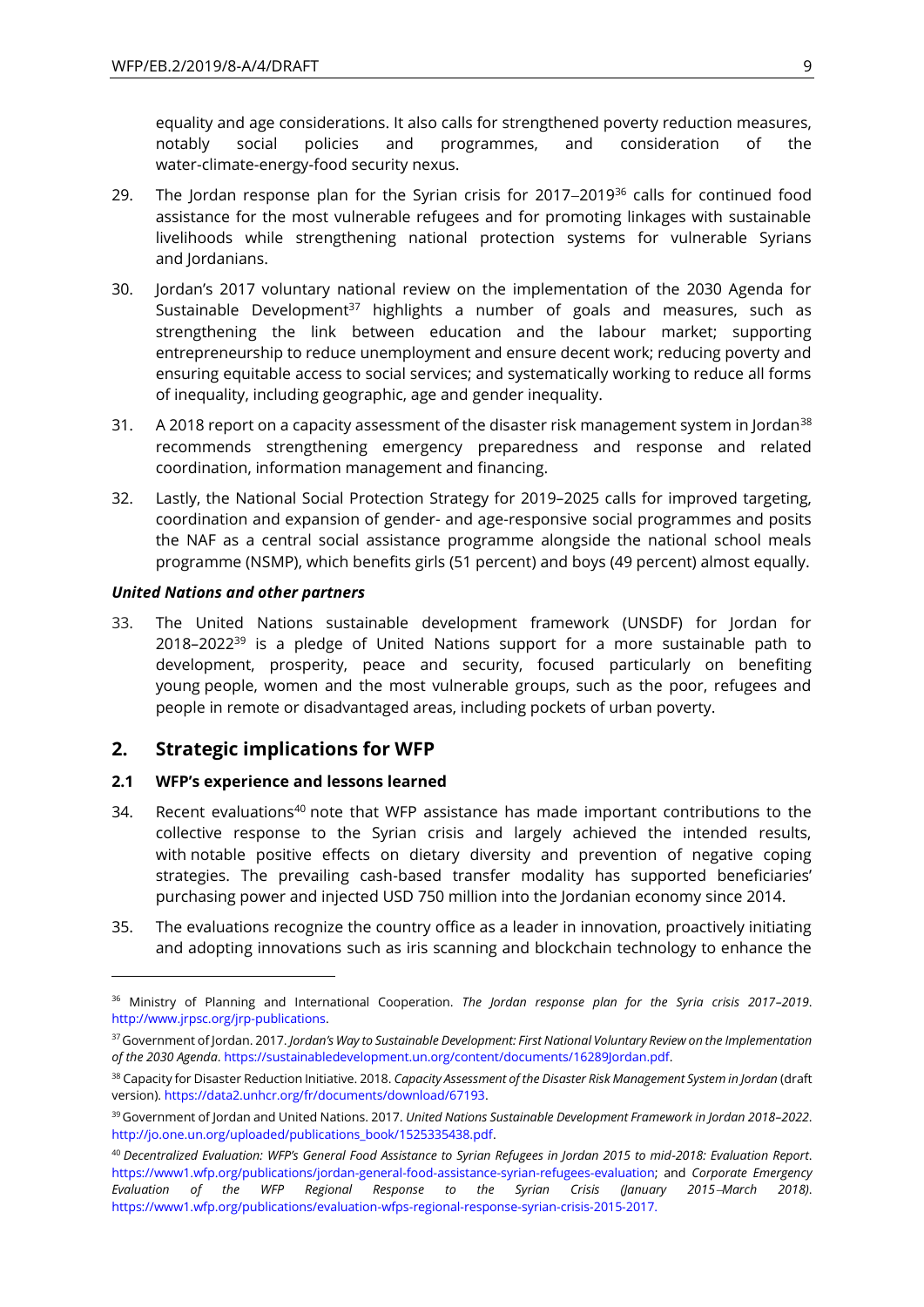equality and age considerations. It also calls for strengthened poverty reduction measures, notably social policies and programmes, and consideration of the water-climate-energy-food security nexus.

29. The Jordan response plan for the Syrian crisis for 2017–2019[36] calls for continued food assistance for the most vulnerable refugees and for promoting linkages with sustainable livelihoods while strengthening national protection systems for vulnerable Syrians and Jordanians.

30. Jordan's 2017 voluntary national review on the implementation of the 2030 Agenda for Sustainable Development[37] highlights a number of goals and measures, such as strengthening the link between education and the labour market; supporting entrepreneurship to reduce unemployment and ensure decent work; reducing poverty and ensuring equitable access to social services; and systematically working to reduce all forms of inequality, including geographic, age and gender inequality.

31. A 2018 report on a capacity assessment of the disaster risk management system in Jordan[38] recommends strengthening emergency preparedness and response and related coordination, information management and financing.

32. Lastly, the National Social Protection Strategy for 2019–2025 calls for improved targeting, coordination and expansion of gender- and age-responsive social programmes and posits the NAF as a central social assistance programme alongside the national school meals programme (NSMP), which benefits girls (51 percent) and boys (49 percent) almost equally.

***United Nations and other partners***

33. The United Nations sustainable development framework (UNSDF) for Jordan for 2018–2022[39] is a pledge of United Nations support for a more sustainable path to development, prosperity, peace and security, focused particularly on benefiting young people, women and the most vulnerable groups, such as the poor, refugees and people in remote or disadvantaged areas, including pockets of urban poverty.

## 2. Strategic implications for WFP

### 2.1 WFP's experience and lessons learned

34. Recent evaluations[40] note that WFP assistance has made important contributions to the collective response to the Syrian crisis and largely achieved the intended results, with notable positive effects on dietary diversity and prevention of negative coping strategies. The prevailing cash-based transfer modality has supported beneficiaries' purchasing power and injected USD 750 million into the Jordanian economy since 2014.

35. The evaluations recognize the country office as a leader in innovation, proactively initiating and adopting innovations such as iris scanning and blockchain technology to enhance the

---

[36] Ministry of Planning and International Cooperation. *The Jordan response plan for the Syria crisis 2017–2019*. http://www.jrpsc.org/jrp-publications.

[37] Government of Jordan. 2017. *Jordan's Way to Sustainable Development: First National Voluntary Review on the Implementation of the 2030 Agenda*. https://sustainabledevelopment.un.org/content/documents/16289Jordan.pdf.

[38] Capacity for Disaster Reduction Initiative. 2018. *Capacity Assessment of the Disaster Risk Management System in Jordan* (draft version). https://data2.unhcr.org/fr/documents/download/67193.

[39] Government of Jordan and United Nations. 2017. *United Nations Sustainable Development Framework in Jordan 2018–2022*. http://jo.one.un.org/uploaded/publications_book/1525335438.pdf.

[40] *Decentralized Evaluation: WFP's General Food Assistance to Syrian Refugees in Jordan 2015 to mid-2018: Evaluation Report*. https://www1.wfp.org/publications/jordan-general-food-assistance-syrian-refugees-evaluation; and *Corporate Emergency Evaluation of the WFP Regional Response to the Syrian Crisis (January 2015–March 2018)*. https://www1.wfp.org/publications/evaluation-wfps-regional-response-syrian-crisis-2015-2017.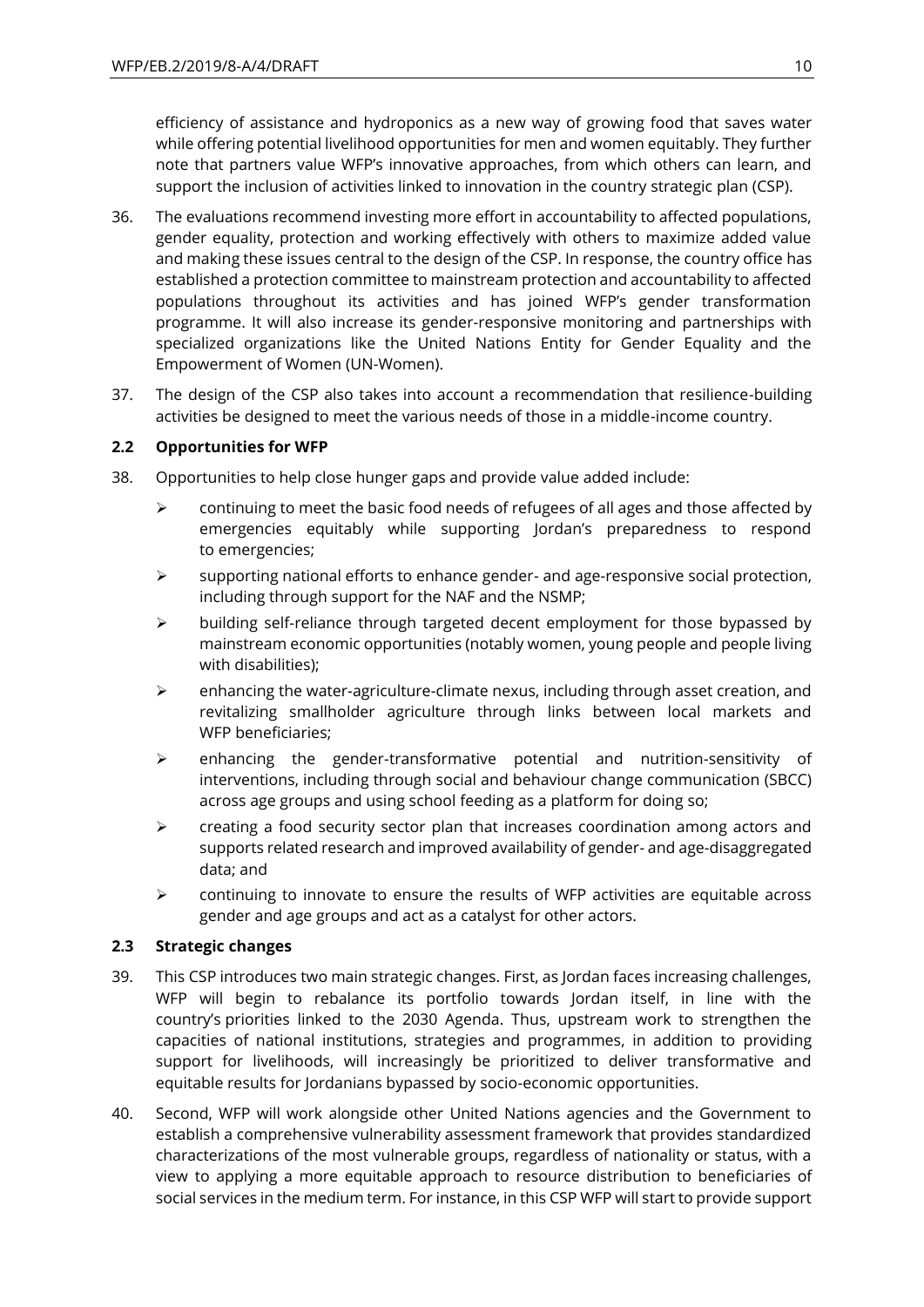efficiency of assistance and hydroponics as a new way of growing food that saves water while offering potential livelihood opportunities for men and women equitably. They further note that partners value WFP's innovative approaches, from which others can learn, and support the inclusion of activities linked to innovation in the country strategic plan (CSP).

36. The evaluations recommend investing more effort in accountability to affected populations, gender equality, protection and working effectively with others to maximize added value and making these issues central to the design of the CSP. In response, the country office has established a protection committee to mainstream protection and accountability to affected populations throughout its activities and has joined WFP's gender transformation programme. It will also increase its gender-responsive monitoring and partnerships with specialized organizations like the United Nations Entity for Gender Equality and the Empowerment of Women (UN-Women).

37. The design of the CSP also takes into account a recommendation that resilience-building activities be designed to meet the various needs of those in a middle-income country.

### 2.2 Opportunities for WFP

38. Opportunities to help close hunger gaps and provide value added include:

    - continuing to meet the basic food needs of refugees of all ages and those affected by emergencies equitably while supporting Jordan's preparedness to respond to emergencies;
    - supporting national efforts to enhance gender- and age-responsive social protection, including through support for the NAF and the NSMP;
    - building self-reliance through targeted decent employment for those bypassed by mainstream economic opportunities (notably women, young people and people living with disabilities);
    - enhancing the water-agriculture-climate nexus, including through asset creation, and revitalizing smallholder agriculture through links between local markets and WFP beneficiaries;
    - enhancing the gender-transformative potential and nutrition-sensitivity of interventions, including through social and behaviour change communication (SBCC) across age groups and using school feeding as a platform for doing so;
    - creating a food security sector plan that increases coordination among actors and supports related research and improved availability of gender- and age-disaggregated data; and
    - continuing to innovate to ensure the results of WFP activities are equitable across gender and age groups and act as a catalyst for other actors.

### 2.3 Strategic changes

39. This CSP introduces two main strategic changes. First, as Jordan faces increasing challenges, WFP will begin to rebalance its portfolio towards Jordan itself, in line with the country's priorities linked to the 2030 Agenda. Thus, upstream work to strengthen the capacities of national institutions, strategies and programmes, in addition to providing support for livelihoods, will increasingly be prioritized to deliver transformative and equitable results for Jordanians bypassed by socio-economic opportunities.

40. Second, WFP will work alongside other United Nations agencies and the Government to establish a comprehensive vulnerability assessment framework that provides standardized characterizations of the most vulnerable groups, regardless of nationality or status, with a view to applying a more equitable approach to resource distribution to beneficiaries of social services in the medium term. For instance, in this CSP WFP will start to provide support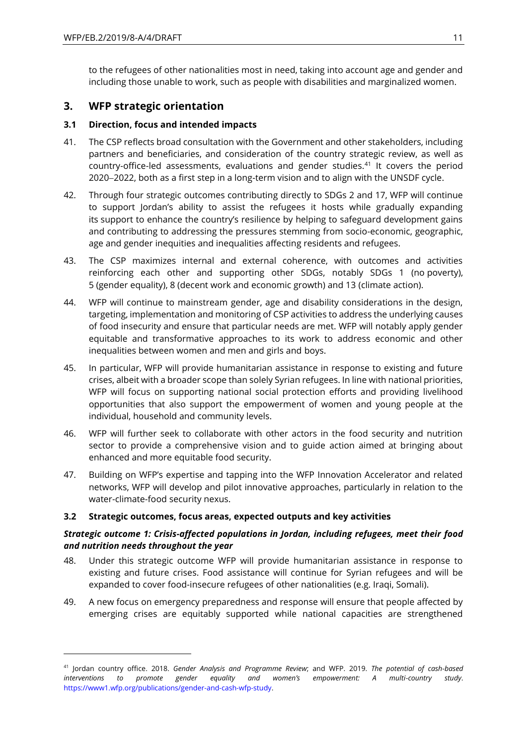to the refugees of other nationalities most in need, taking into account age and gender and including those unable to work, such as people with disabilities and marginalized women.

## 3. WFP strategic orientation

### 3.1 Direction, focus and intended impacts

41. The CSP reflects broad consultation with the Government and other stakeholders, including partners and beneficiaries, and consideration of the country strategic review, as well as country-office-led assessments, evaluations and gender studies.[41] It covers the period 2020–2022, both as a first step in a long-term vision and to align with the UNSDF cycle.

42. Through four strategic outcomes contributing directly to SDGs 2 and 17, WFP will continue to support Jordan's ability to assist the refugees it hosts while gradually expanding its support to enhance the country's resilience by helping to safeguard development gains and contributing to addressing the pressures stemming from socio-economic, geographic, age and gender inequities and inequalities affecting residents and refugees.

43. The CSP maximizes internal and external coherence, with outcomes and activities reinforcing each other and supporting other SDGs, notably SDGs 1 (no poverty), 5 (gender equality), 8 (decent work and economic growth) and 13 (climate action).

44. WFP will continue to mainstream gender, age and disability considerations in the design, targeting, implementation and monitoring of CSP activities to address the underlying causes of food insecurity and ensure that particular needs are met. WFP will notably apply gender equitable and transformative approaches to its work to address economic and other inequalities between women and men and girls and boys.

45. In particular, WFP will provide humanitarian assistance in response to existing and future crises, albeit with a broader scope than solely Syrian refugees. In line with national priorities, WFP will focus on supporting national social protection efforts and providing livelihood opportunities that also support the empowerment of women and young people at the individual, household and community levels.

46. WFP will further seek to collaborate with other actors in the food security and nutrition sector to provide a comprehensive vision and to guide action aimed at bringing about enhanced and more equitable food security.

47. Building on WFP's expertise and tapping into the WFP Innovation Accelerator and related networks, WFP will develop and pilot innovative approaches, particularly in relation to the water-climate-food security nexus.

### 3.2 Strategic outcomes, focus areas, expected outputs and key activities

***Strategic outcome 1: Crisis-affected populations in Jordan, including refugees, meet their food and nutrition needs throughout the year***

48. Under this strategic outcome WFP will provide humanitarian assistance in response to existing and future crises. Food assistance will continue for Syrian refugees and will be expanded to cover food-insecure refugees of other nationalities (e.g. Iraqi, Somali).

49. A new focus on emergency preparedness and response will ensure that people affected by emerging crises are equitably supported while national capacities are strengthened

---

[41] Jordan country office. 2018. *Gender Analysis and Programme Review*; and WFP. 2019. *The potential of cash-based interventions to promote gender equality and women's empowerment: A multi-country study*. https://www1.wfp.org/publications/gender-and-cash-wfp-study.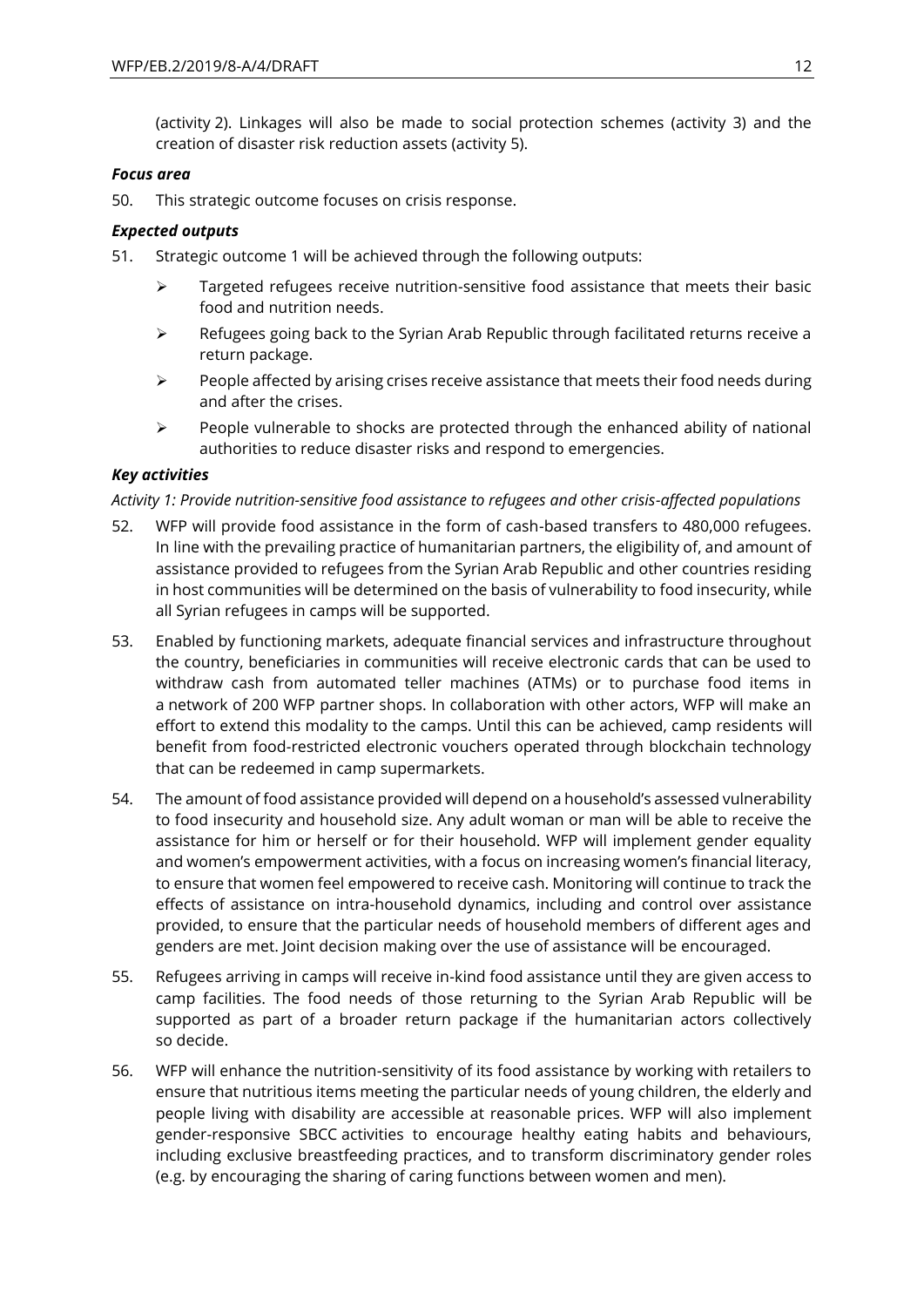(activity 2). Linkages will also be made to social protection schemes (activity 3) and the creation of disaster risk reduction assets (activity 5).

***Focus area***

50. This strategic outcome focuses on crisis response.

***Expected outputs***

51. Strategic outcome 1 will be achieved through the following outputs:

   - Targeted refugees receive nutrition-sensitive food assistance that meets their basic food and nutrition needs.
   - Refugees going back to the Syrian Arab Republic through facilitated returns receive a return package.
   - People affected by arising crises receive assistance that meets their food needs during and after the crises.
   - People vulnerable to shocks are protected through the enhanced ability of national authorities to reduce disaster risks and respond to emergencies.

***Key activities***

*Activity 1: Provide nutrition-sensitive food assistance to refugees and other crisis-affected populations*

52. WFP will provide food assistance in the form of cash-based transfers to 480,000 refugees. In line with the prevailing practice of humanitarian partners, the eligibility of, and amount of assistance provided to refugees from the Syrian Arab Republic and other countries residing in host communities will be determined on the basis of vulnerability to food insecurity, while all Syrian refugees in camps will be supported.

53. Enabled by functioning markets, adequate financial services and infrastructure throughout the country, beneficiaries in communities will receive electronic cards that can be used to withdraw cash from automated teller machines (ATMs) or to purchase food items in a network of 200 WFP partner shops. In collaboration with other actors, WFP will make an effort to extend this modality to the camps. Until this can be achieved, camp residents will benefit from food-restricted electronic vouchers operated through blockchain technology that can be redeemed in camp supermarkets.

54. The amount of food assistance provided will depend on a household's assessed vulnerability to food insecurity and household size. Any adult woman or man will be able to receive the assistance for him or herself or for their household. WFP will implement gender equality and women's empowerment activities, with a focus on increasing women's financial literacy, to ensure that women feel empowered to receive cash. Monitoring will continue to track the effects of assistance on intra-household dynamics, including and control over assistance provided, to ensure that the particular needs of household members of different ages and genders are met. Joint decision making over the use of assistance will be encouraged.

55. Refugees arriving in camps will receive in-kind food assistance until they are given access to camp facilities. The food needs of those returning to the Syrian Arab Republic will be supported as part of a broader return package if the humanitarian actors collectively so decide.

56. WFP will enhance the nutrition-sensitivity of its food assistance by working with retailers to ensure that nutritious items meeting the particular needs of young children, the elderly and people living with disability are accessible at reasonable prices. WFP will also implement gender-responsive SBCC activities to encourage healthy eating habits and behaviours, including exclusive breastfeeding practices, and to transform discriminatory gender roles (e.g. by encouraging the sharing of caring functions between women and men).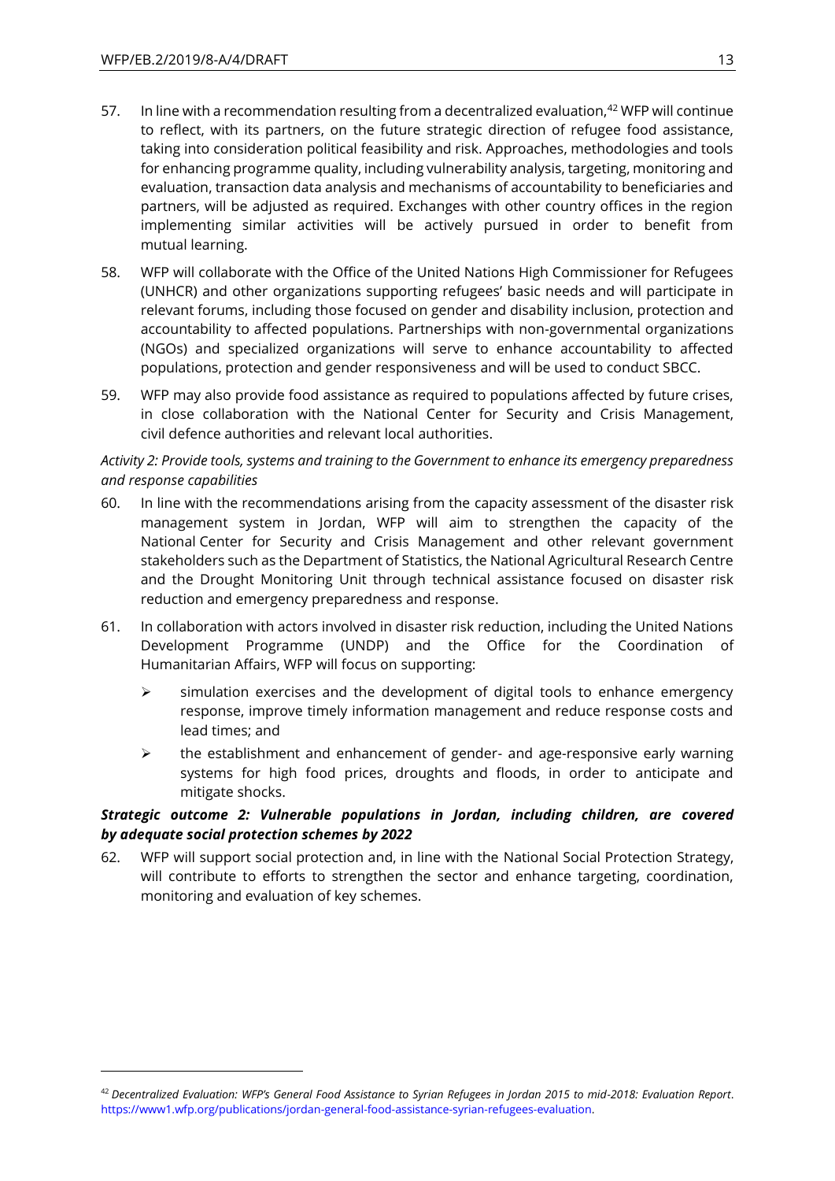57. In line with a recommendation resulting from a decentralized evaluation,[42] WFP will continue to reflect, with its partners, on the future strategic direction of refugee food assistance, taking into consideration political feasibility and risk. Approaches, methodologies and tools for enhancing programme quality, including vulnerability analysis, targeting, monitoring and evaluation, transaction data analysis and mechanisms of accountability to beneficiaries and partners, will be adjusted as required. Exchanges with other country offices in the region implementing similar activities will be actively pursued in order to benefit from mutual learning.

58. WFP will collaborate with the Office of the United Nations High Commissioner for Refugees (UNHCR) and other organizations supporting refugees' basic needs and will participate in relevant forums, including those focused on gender and disability inclusion, protection and accountability to affected populations. Partnerships with non-governmental organizations (NGOs) and specialized organizations will serve to enhance accountability to affected populations, protection and gender responsiveness and will be used to conduct SBCC.

59. WFP may also provide food assistance as required to populations affected by future crises, in close collaboration with the National Center for Security and Crisis Management, civil defence authorities and relevant local authorities.

*Activity 2: Provide tools, systems and training to the Government to enhance its emergency preparedness and response capabilities*

60. In line with the recommendations arising from the capacity assessment of the disaster risk management system in Jordan, WFP will aim to strengthen the capacity of the National Center for Security and Crisis Management and other relevant government stakeholders such as the Department of Statistics, the National Agricultural Research Centre and the Drought Monitoring Unit through technical assistance focused on disaster risk reduction and emergency preparedness and response.

61. In collaboration with actors involved in disaster risk reduction, including the United Nations Development Programme (UNDP) and the Office for the Coordination of Humanitarian Affairs, WFP will focus on supporting:
    - simulation exercises and the development of digital tools to enhance emergency response, improve timely information management and reduce response costs and lead times; and
    - the establishment and enhancement of gender- and age-responsive early warning systems for high food prices, droughts and floods, in order to anticipate and mitigate shocks.

***Strategic outcome 2: Vulnerable populations in Jordan, including children, are covered by adequate social protection schemes by 2022***

62. WFP will support social protection and, in line with the National Social Protection Strategy, will contribute to efforts to strengthen the sector and enhance targeting, coordination, monitoring and evaluation of key schemes.

---

[42] *Decentralized Evaluation: WFP's General Food Assistance to Syrian Refugees in Jordan 2015 to mid-2018: Evaluation Report*. https://www1.wfp.org/publications/jordan-general-food-assistance-syrian-refugees-evaluation.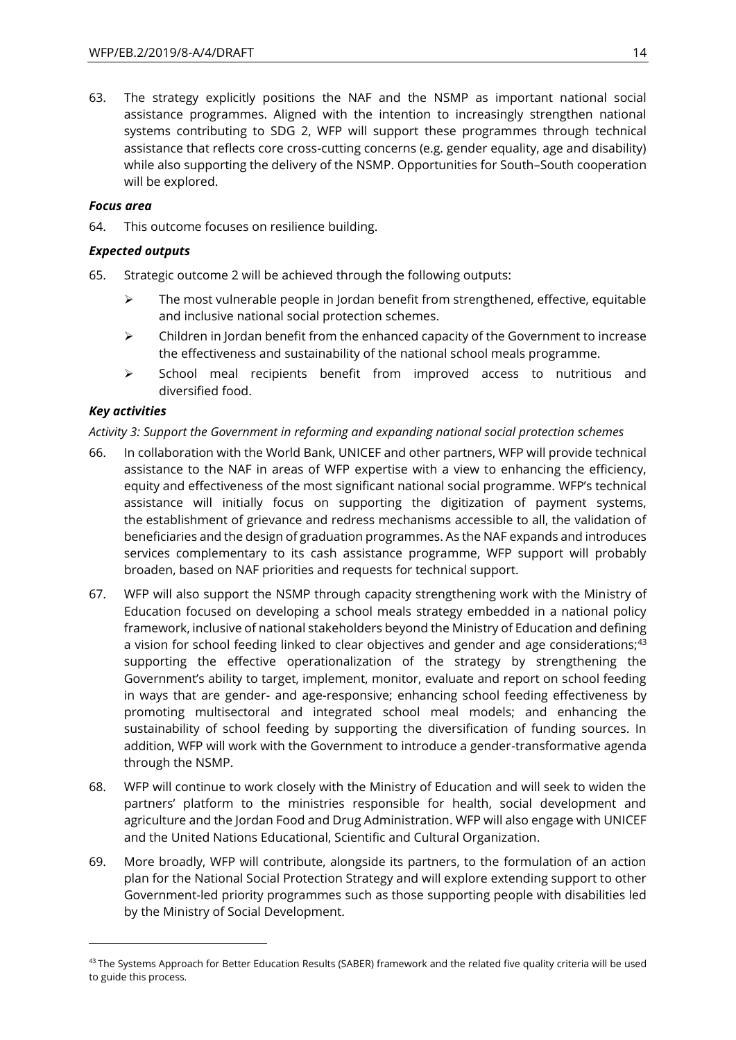63. The strategy explicitly positions the NAF and the NSMP as important national social assistance programmes. Aligned with the intention to increasingly strengthen national systems contributing to SDG 2, WFP will support these programmes through technical assistance that reflects core cross-cutting concerns (e.g. gender equality, age and disability) while also supporting the delivery of the NSMP. Opportunities for South–South cooperation will be explored.

***Focus area***

64. This outcome focuses on resilience building.

***Expected outputs***

65. Strategic outcome 2 will be achieved through the following outputs:

   - The most vulnerable people in Jordan benefit from strengthened, effective, equitable and inclusive national social protection schemes.
   - Children in Jordan benefit from the enhanced capacity of the Government to increase the effectiveness and sustainability of the national school meals programme.
   - School meal recipients benefit from improved access to nutritious and diversified food.

***Key activities***

*Activity 3: Support the Government in reforming and expanding national social protection schemes*

66. In collaboration with the World Bank, UNICEF and other partners, WFP will provide technical assistance to the NAF in areas of WFP expertise with a view to enhancing the efficiency, equity and effectiveness of the most significant national social programme. WFP's technical assistance will initially focus on supporting the digitization of payment systems, the establishment of grievance and redress mechanisms accessible to all, the validation of beneficiaries and the design of graduation programmes. As the NAF expands and introduces services complementary to its cash assistance programme, WFP support will probably broaden, based on NAF priorities and requests for technical support.

67. WFP will also support the NSMP through capacity strengthening work with the Ministry of Education focused on developing a school meals strategy embedded in a national policy framework, inclusive of national stakeholders beyond the Ministry of Education and defining a vision for school feeding linked to clear objectives and gender and age considerations;[43] supporting the effective operationalization of the strategy by strengthening the Government's ability to target, implement, monitor, evaluate and report on school feeding in ways that are gender- and age-responsive; enhancing school feeding effectiveness by promoting multisectoral and integrated school meal models; and enhancing the sustainability of school feeding by supporting the diversification of funding sources. In addition, WFP will work with the Government to introduce a gender-transformative agenda through the NSMP.

68. WFP will continue to work closely with the Ministry of Education and will seek to widen the partners' platform to the ministries responsible for health, social development and agriculture and the Jordan Food and Drug Administration. WFP will also engage with UNICEF and the United Nations Educational, Scientific and Cultural Organization.

69. More broadly, WFP will contribute, alongside its partners, to the formulation of an action plan for the National Social Protection Strategy and will explore extending support to other Government-led priority programmes such as those supporting people with disabilities led by the Ministry of Social Development.

---

[43] The Systems Approach for Better Education Results (SABER) framework and the related five quality criteria will be used to guide this process.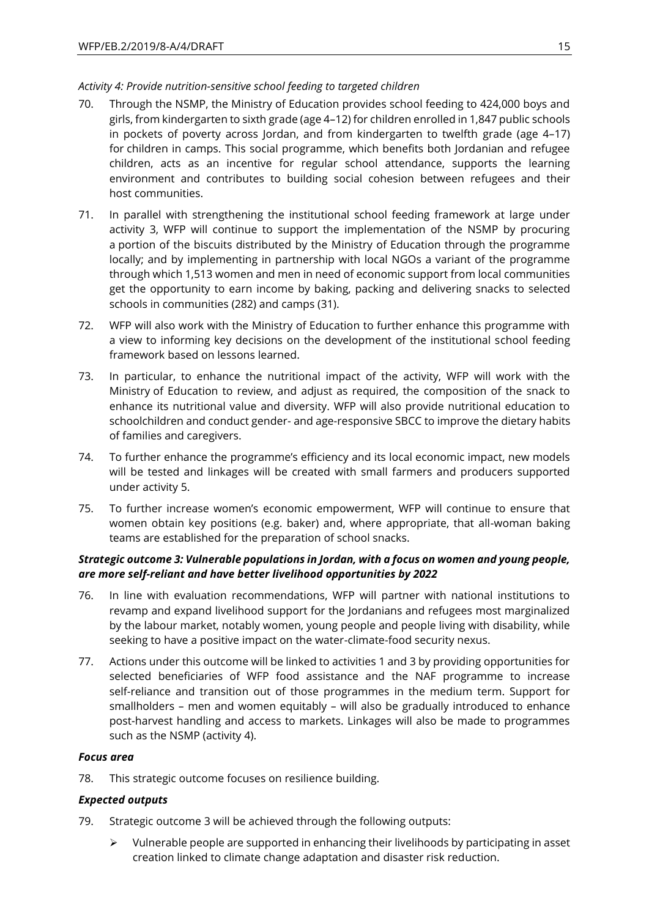*Activity 4: Provide nutrition-sensitive school feeding to targeted children*

70. Through the NSMP, the Ministry of Education provides school feeding to 424,000 boys and girls, from kindergarten to sixth grade (age 4–12) for children enrolled in 1,847 public schools in pockets of poverty across Jordan, and from kindergarten to twelfth grade (age 4–17) for children in camps. This social programme, which benefits both Jordanian and refugee children, acts as an incentive for regular school attendance, supports the learning environment and contributes to building social cohesion between refugees and their host communities.

71. In parallel with strengthening the institutional school feeding framework at large under activity 3, WFP will continue to support the implementation of the NSMP by procuring a portion of the biscuits distributed by the Ministry of Education through the programme locally; and by implementing in partnership with local NGOs a variant of the programme through which 1,513 women and men in need of economic support from local communities get the opportunity to earn income by baking, packing and delivering snacks to selected schools in communities (282) and camps (31).

72. WFP will also work with the Ministry of Education to further enhance this programme with a view to informing key decisions on the development of the institutional school feeding framework based on lessons learned.

73. In particular, to enhance the nutritional impact of the activity, WFP will work with the Ministry of Education to review, and adjust as required, the composition of the snack to enhance its nutritional value and diversity. WFP will also provide nutritional education to schoolchildren and conduct gender- and age-responsive SBCC to improve the dietary habits of families and caregivers.

74. To further enhance the programme's efficiency and its local economic impact, new models will be tested and linkages will be created with small farmers and producers supported under activity 5.

75. To further increase women's economic empowerment, WFP will continue to ensure that women obtain key positions (e.g. baker) and, where appropriate, that all-woman baking teams are established for the preparation of school snacks.

***Strategic outcome 3: Vulnerable populations in Jordan, with a focus on women and young people, are more self-reliant and have better livelihood opportunities by 2022***

76. In line with evaluation recommendations, WFP will partner with national institutions to revamp and expand livelihood support for the Jordanians and refugees most marginalized by the labour market, notably women, young people and people living with disability, while seeking to have a positive impact on the water-climate-food security nexus.

77. Actions under this outcome will be linked to activities 1 and 3 by providing opportunities for selected beneficiaries of WFP food assistance and the NAF programme to increase self-reliance and transition out of those programmes in the medium term. Support for smallholders – men and women equitably – will also be gradually introduced to enhance post-harvest handling and access to markets. Linkages will also be made to programmes such as the NSMP (activity 4).

***Focus area***

78. This strategic outcome focuses on resilience building.

***Expected outputs***

79. Strategic outcome 3 will be achieved through the following outputs:

   - Vulnerable people are supported in enhancing their livelihoods by participating in asset creation linked to climate change adaptation and disaster risk reduction.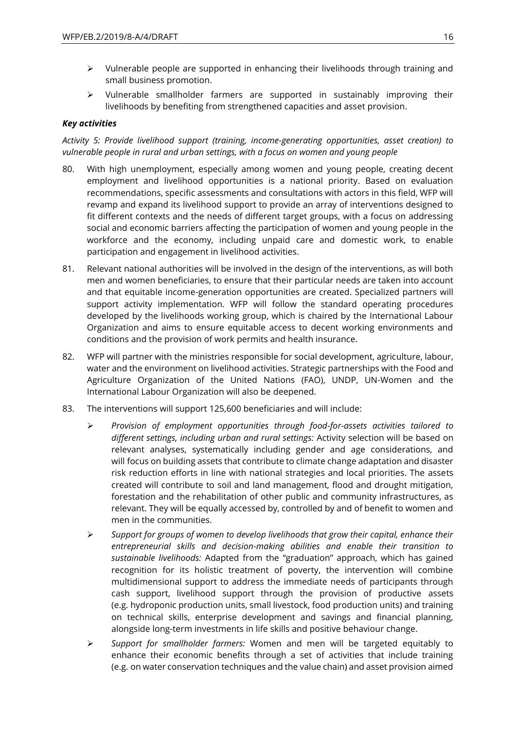- Vulnerable people are supported in enhancing their livelihoods through training and small business promotion.
- Vulnerable smallholder farmers are supported in sustainably improving their livelihoods by benefiting from strengthened capacities and asset provision.

***Key activities***

*Activity 5: Provide livelihood support (training, income-generating opportunities, asset creation) to vulnerable people in rural and urban settings, with a focus on women and young people*

80. With high unemployment, especially among women and young people, creating decent employment and livelihood opportunities is a national priority. Based on evaluation recommendations, specific assessments and consultations with actors in this field, WFP will revamp and expand its livelihood support to provide an array of interventions designed to fit different contexts and the needs of different target groups, with a focus on addressing social and economic barriers affecting the participation of women and young people in the workforce and the economy, including unpaid care and domestic work, to enable participation and engagement in livelihood activities.

81. Relevant national authorities will be involved in the design of the interventions, as will both men and women beneficiaries, to ensure that their particular needs are taken into account and that equitable income-generation opportunities are created. Specialized partners will support activity implementation. WFP will follow the standard operating procedures developed by the livelihoods working group, which is chaired by the International Labour Organization and aims to ensure equitable access to decent working environments and conditions and the provision of work permits and health insurance.

82. WFP will partner with the ministries responsible for social development, agriculture, labour, water and the environment on livelihood activities. Strategic partnerships with the Food and Agriculture Organization of the United Nations (FAO), UNDP, UN-Women and the International Labour Organization will also be deepened.

83. The interventions will support 125,600 beneficiaries and will include:

    - *Provision of employment opportunities through food-for-assets activities tailored to different settings, including urban and rural settings:* Activity selection will be based on relevant analyses, systematically including gender and age considerations, and will focus on building assets that contribute to climate change adaptation and disaster risk reduction efforts in line with national strategies and local priorities. The assets created will contribute to soil and land management, flood and drought mitigation, forestation and the rehabilitation of other public and community infrastructures, as relevant. They will be equally accessed by, controlled by and of benefit to women and men in the communities.
    - *Support for groups of women to develop livelihoods that grow their capital, enhance their entrepreneurial skills and decision-making abilities and enable their transition to sustainable livelihoods:* Adapted from the "graduation" approach, which has gained recognition for its holistic treatment of poverty, the intervention will combine multidimensional support to address the immediate needs of participants through cash support, livelihood support through the provision of productive assets (e.g. hydroponic production units, small livestock, food production units) and training on technical skills, enterprise development and savings and financial planning, alongside long-term investments in life skills and positive behaviour change.
    - *Support for smallholder farmers:* Women and men will be targeted equitably to enhance their economic benefits through a set of activities that include training (e.g. on water conservation techniques and the value chain) and asset provision aimed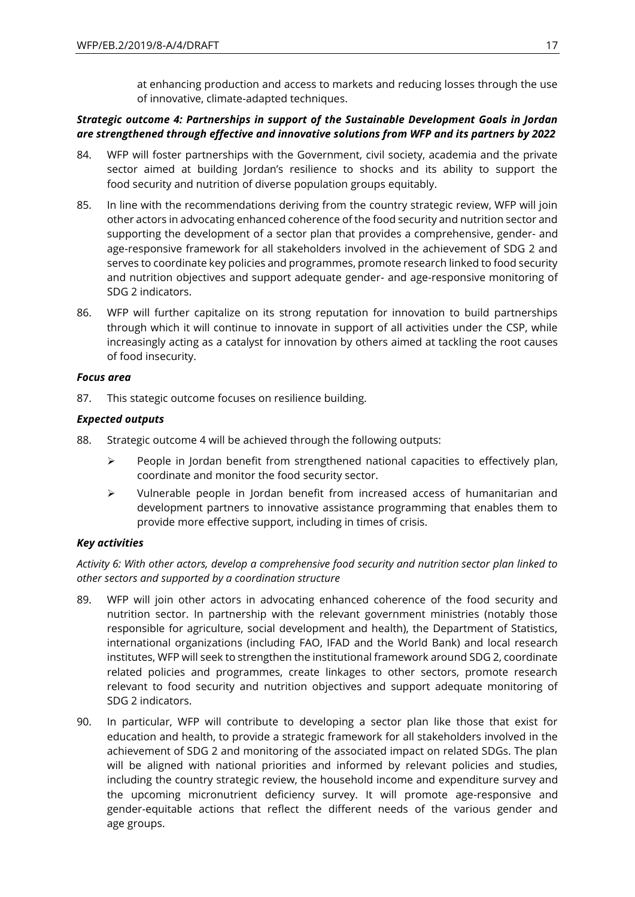at enhancing production and access to markets and reducing losses through the use of innovative, climate-adapted techniques.

***Strategic outcome 4: Partnerships in support of the Sustainable Development Goals in Jordan are strengthened through effective and innovative solutions from WFP and its partners by 2022***

84. WFP will foster partnerships with the Government, civil society, academia and the private sector aimed at building Jordan's resilience to shocks and its ability to support the food security and nutrition of diverse population groups equitably.

85. In line with the recommendations deriving from the country strategic review, WFP will join other actors in advocating enhanced coherence of the food security and nutrition sector and supporting the development of a sector plan that provides a comprehensive, gender- and age-responsive framework for all stakeholders involved in the achievement of SDG 2 and serves to coordinate key policies and programmes, promote research linked to food security and nutrition objectives and support adequate gender- and age-responsive monitoring of SDG 2 indicators.

86. WFP will further capitalize on its strong reputation for innovation to build partnerships through which it will continue to innovate in support of all activities under the CSP, while increasingly acting as a catalyst for innovation by others aimed at tackling the root causes of food insecurity.

***Focus area***

87. This stategic outcome focuses on resilience building.

***Expected outputs***

88. Strategic outcome 4 will be achieved through the following outputs:

- People in Jordan benefit from strengthened national capacities to effectively plan, coordinate and monitor the food security sector.
- Vulnerable people in Jordan benefit from increased access of humanitarian and development partners to innovative assistance programming that enables them to provide more effective support, including in times of crisis.

***Key activities***

*Activity 6: With other actors, develop a comprehensive food security and nutrition sector plan linked to other sectors and supported by a coordination structure*

89. WFP will join other actors in advocating enhanced coherence of the food security and nutrition sector. In partnership with the relevant government ministries (notably those responsible for agriculture, social development and health), the Department of Statistics, international organizations (including FAO, IFAD and the World Bank) and local research institutes, WFP will seek to strengthen the institutional framework around SDG 2, coordinate related policies and programmes, create linkages to other sectors, promote research relevant to food security and nutrition objectives and support adequate monitoring of SDG 2 indicators.

90. In particular, WFP will contribute to developing a sector plan like those that exist for education and health, to provide a strategic framework for all stakeholders involved in the achievement of SDG 2 and monitoring of the associated impact on related SDGs. The plan will be aligned with national priorities and informed by relevant policies and studies, including the country strategic review, the household income and expenditure survey and the upcoming micronutrient deficiency survey. It will promote age-responsive and gender-equitable actions that reflect the different needs of the various gender and age groups.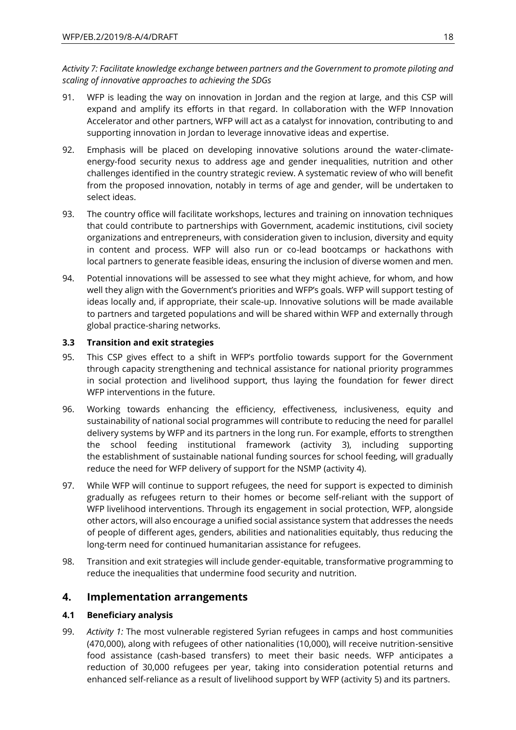*Activity 7: Facilitate knowledge exchange between partners and the Government to promote piloting and scaling of innovative approaches to achieving the SDGs*

91. WFP is leading the way on innovation in Jordan and the region at large, and this CSP will expand and amplify its efforts in that regard. In collaboration with the WFP Innovation Accelerator and other partners, WFP will act as a catalyst for innovation, contributing to and supporting innovation in Jordan to leverage innovative ideas and expertise.

92. Emphasis will be placed on developing innovative solutions around the water-climate-energy-food security nexus to address age and gender inequalities, nutrition and other challenges identified in the country strategic review. A systematic review of who will benefit from the proposed innovation, notably in terms of age and gender, will be undertaken to select ideas.

93. The country office will facilitate workshops, lectures and training on innovation techniques that could contribute to partnerships with Government, academic institutions, civil society organizations and entrepreneurs, with consideration given to inclusion, diversity and equity in content and process. WFP will also run or co-lead bootcamps or hackathons with local partners to generate feasible ideas, ensuring the inclusion of diverse women and men.

94. Potential innovations will be assessed to see what they might achieve, for whom, and how well they align with the Government's priorities and WFP's goals. WFP will support testing of ideas locally and, if appropriate, their scale-up. Innovative solutions will be made available to partners and targeted populations and will be shared within WFP and externally through global practice-sharing networks.

### 3.3 Transition and exit strategies

95. This CSP gives effect to a shift in WFP's portfolio towards support for the Government through capacity strengthening and technical assistance for national priority programmes in social protection and livelihood support, thus laying the foundation for fewer direct WFP interventions in the future.

96. Working towards enhancing the efficiency, effectiveness, inclusiveness, equity and sustainability of national social programmes will contribute to reducing the need for parallel delivery systems by WFP and its partners in the long run. For example, efforts to strengthen the school feeding institutional framework (activity 3), including supporting the establishment of sustainable national funding sources for school feeding, will gradually reduce the need for WFP delivery of support for the NSMP (activity 4).

97. While WFP will continue to support refugees, the need for support is expected to diminish gradually as refugees return to their homes or become self-reliant with the support of WFP livelihood interventions. Through its engagement in social protection, WFP, alongside other actors, will also encourage a unified social assistance system that addresses the needs of people of different ages, genders, abilities and nationalities equitably, thus reducing the long-term need for continued humanitarian assistance for refugees.

98. Transition and exit strategies will include gender-equitable, transformative programming to reduce the inequalities that undermine food security and nutrition.

## 4. Implementation arrangements

### 4.1 Beneficiary analysis

99. *Activity 1:* The most vulnerable registered Syrian refugees in camps and host communities (470,000), along with refugees of other nationalities (10,000), will receive nutrition-sensitive food assistance (cash-based transfers) to meet their basic needs. WFP anticipates a reduction of 30,000 refugees per year, taking into consideration potential returns and enhanced self-reliance as a result of livelihood support by WFP (activity 5) and its partners.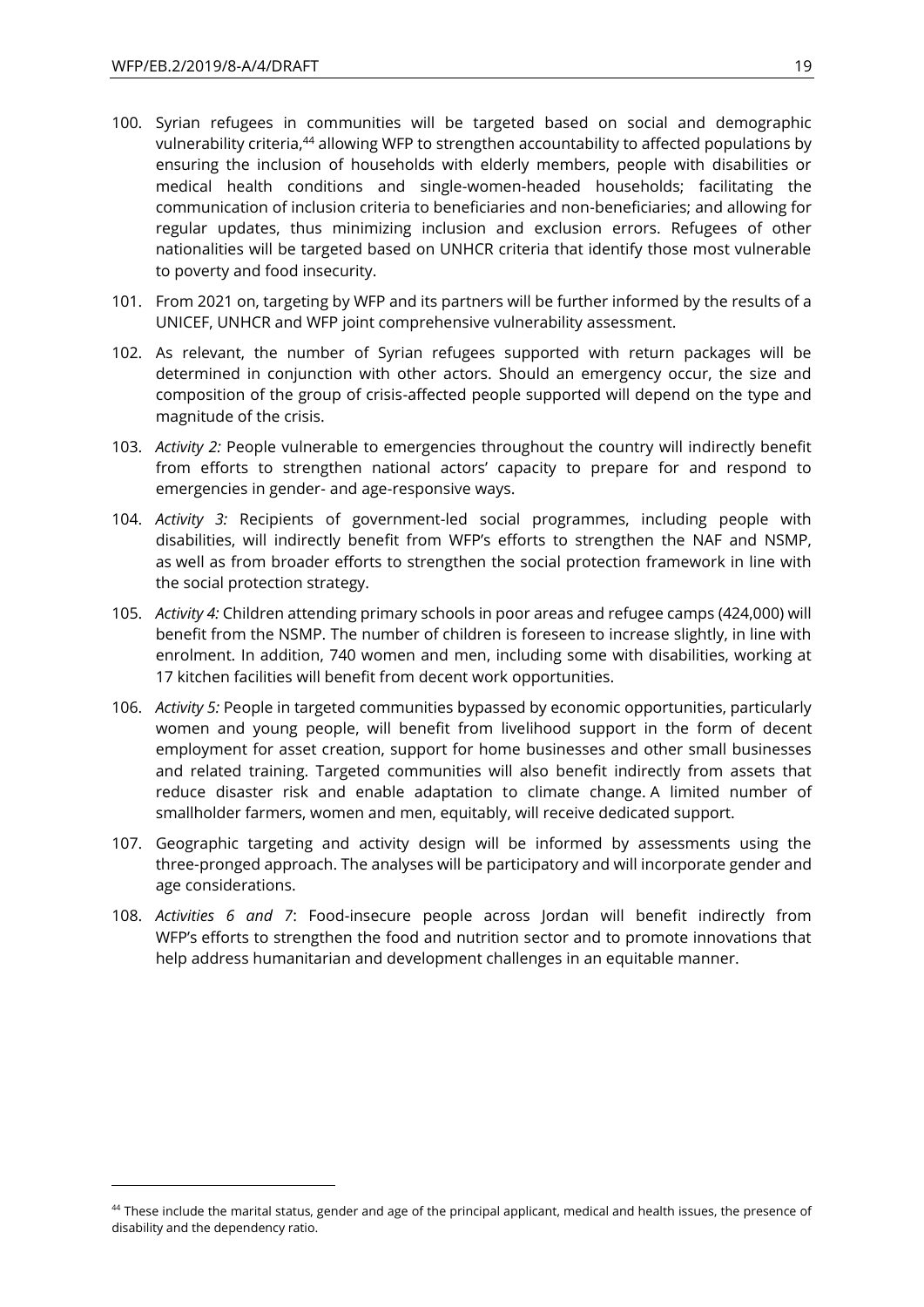100. Syrian refugees in communities will be targeted based on social and demographic vulnerability criteria,[44] allowing WFP to strengthen accountability to affected populations by ensuring the inclusion of households with elderly members, people with disabilities or medical health conditions and single-women-headed households; facilitating the communication of inclusion criteria to beneficiaries and non-beneficiaries; and allowing for regular updates, thus minimizing inclusion and exclusion errors. Refugees of other nationalities will be targeted based on UNHCR criteria that identify those most vulnerable to poverty and food insecurity.

101. From 2021 on, targeting by WFP and its partners will be further informed by the results of a UNICEF, UNHCR and WFP joint comprehensive vulnerability assessment.

102. As relevant, the number of Syrian refugees supported with return packages will be determined in conjunction with other actors. Should an emergency occur, the size and composition of the group of crisis-affected people supported will depend on the type and magnitude of the crisis.

103. *Activity 2:* People vulnerable to emergencies throughout the country will indirectly benefit from efforts to strengthen national actors' capacity to prepare for and respond to emergencies in gender- and age-responsive ways.

104. *Activity 3:* Recipients of government-led social programmes, including people with disabilities, will indirectly benefit from WFP's efforts to strengthen the NAF and NSMP, as well as from broader efforts to strengthen the social protection framework in line with the social protection strategy.

105. *Activity 4:* Children attending primary schools in poor areas and refugee camps (424,000) will benefit from the NSMP. The number of children is foreseen to increase slightly, in line with enrolment. In addition, 740 women and men, including some with disabilities, working at 17 kitchen facilities will benefit from decent work opportunities.

106. *Activity 5:* People in targeted communities bypassed by economic opportunities, particularly women and young people, will benefit from livelihood support in the form of decent employment for asset creation, support for home businesses and other small businesses and related training. Targeted communities will also benefit indirectly from assets that reduce disaster risk and enable adaptation to climate change. A limited number of smallholder farmers, women and men, equitably, will receive dedicated support.

107. Geographic targeting and activity design will be informed by assessments using the three-pronged approach. The analyses will be participatory and will incorporate gender and age considerations.

108. *Activities 6 and 7*: Food-insecure people across Jordan will benefit indirectly from WFP's efforts to strengthen the food and nutrition sector and to promote innovations that help address humanitarian and development challenges in an equitable manner.

---

[44] These include the marital status, gender and age of the principal applicant, medical and health issues, the presence of disability and the dependency ratio.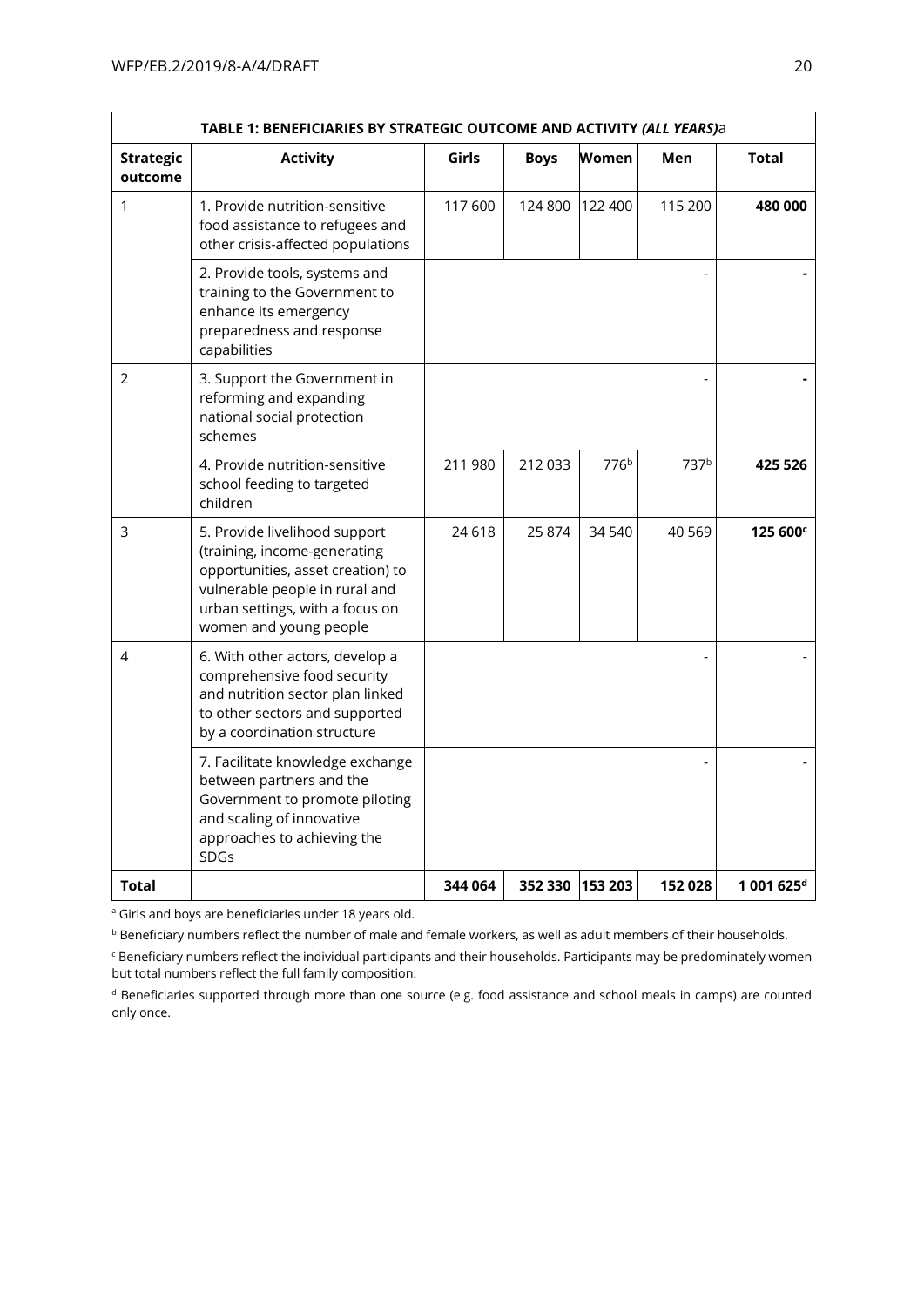**TABLE 1: BENEFICIARIES BY STRATEGIC OUTCOME AND ACTIVITY *(ALL YEARS)*a**

| Strategic outcome | Activity | Girls | Boys | Women | Men | Total |
|---|---|---|---|---|---|---|
| 1 | 1. Provide nutrition-sensitive food assistance to refugees and other crisis-affected populations | 117 600 | 124 800 | 122 400 | 115 200 | **480 000** |
| | 2. Provide tools, systems and training to the Government to enhance its emergency preparedness and response capabilities | | | | - | **-** |
| 2 | 3. Support the Government in reforming and expanding national social protection schemes | | | | - | **-** |
| | 4. Provide nutrition-sensitive school feeding to targeted children | 211 980 | 212 033 | 776[b] | 737[b] | **425 526** |
| 3 | 5. Provide livelihood support (training, income-generating opportunities, asset creation) to vulnerable people in rural and urban settings, with a focus on women and young people | 24 618 | 25 874 | 34 540 | 40 569 | **125 600[c]** |
| 4 | 6. With other actors, develop a comprehensive food security and nutrition sector plan linked to other sectors and supported by a coordination structure | | | | - | - |
| | 7. Facilitate knowledge exchange between partners and the Government to promote piloting and scaling of innovative approaches to achieving the SDGs | | | | - | - |
| **Total** | | **344 064** | **352 330** | **153 203** | **152 028** | **1 001 625[d]** |

[a] Girls and boys are beneficiaries under 18 years old.

[b] Beneficiary numbers reflect the number of male and female workers, as well as adult members of their households.

[c] Beneficiary numbers reflect the individual participants and their households. Participants may be predominately women but total numbers reflect the full family composition.

[d] Beneficiaries supported through more than one source (e.g. food assistance and school meals in camps) are counted only once.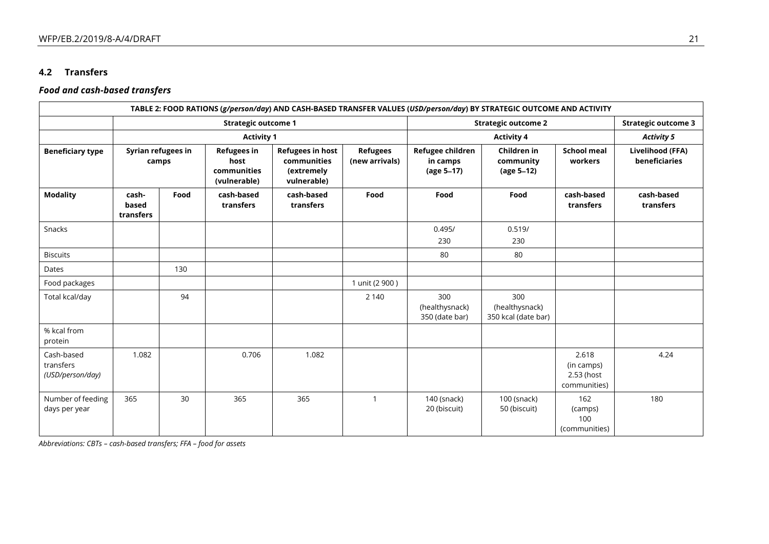### 4.2 Transfers

#### *Food and cash-based transfers*

| TABLE 2: FOOD RATIONS (*g/person/day*) AND CASH-BASED TRANSFER VALUES (*USD/person/day*) BY STRATEGIC OUTCOME AND ACTIVITY | | | | | | | | | |
|---|---|---|---|---|---|---|---|---|---|
| | **Strategic outcome 1** | | | | | **Strategic outcome 2** | | | **Strategic outcome 3** |
| | **Activity 1** | | | | | **Activity 4** | | | ***Activity 5*** |
| **Beneficiary type** | **Syrian refugees in camps** | | **Refugees in host communities (vulnerable)** | **Refugees in host communities (extremely vulnerable)** | **Refugees (new arrivals)** | **Refugee children in camps (age 5–17)** | **Children in community (age 5–12)** | **School meal workers** | **Livelihood (FFA) beneficiaries** |
| **Modality** | **cash-based transfers** | **Food** | **cash-based transfers** | **cash-based transfers** | **Food** | **Food** | **Food** | **cash-based transfers** | **cash-based transfers** |
| Snacks | | | | | | 0.495/ 230 | 0.519/ 230 | | |
| Biscuits | | | | | | 80 | 80 | | |
| Dates | | 130 | | | | | | | |
| Food packages | | | | | 1 unit (2 900 ) | | | | |
| Total kcal/day | | 94 | | | 2 140 | 300 (healthysnack) 350 (date bar) | 300 (healthysnack) 350 kcal (date bar) | | |
| % kcal from protein | | | | | | | | | |
| Cash-based transfers *(USD/person/day)* | 1.082 | | 0.706 | 1.082 | | | | 2.618 (in camps) 2.53 (host communities) | 4.24 |
| Number of feeding days per year | 365 | 30 | 365 | 365 | 1 | 140 (snack) 20 (biscuit) | 100 (snack) 50 (biscuit) | 162 (camps) 100 (communities) | 180 |

*Abbreviations: CBTs – cash-based transfers; FFA – food for assets*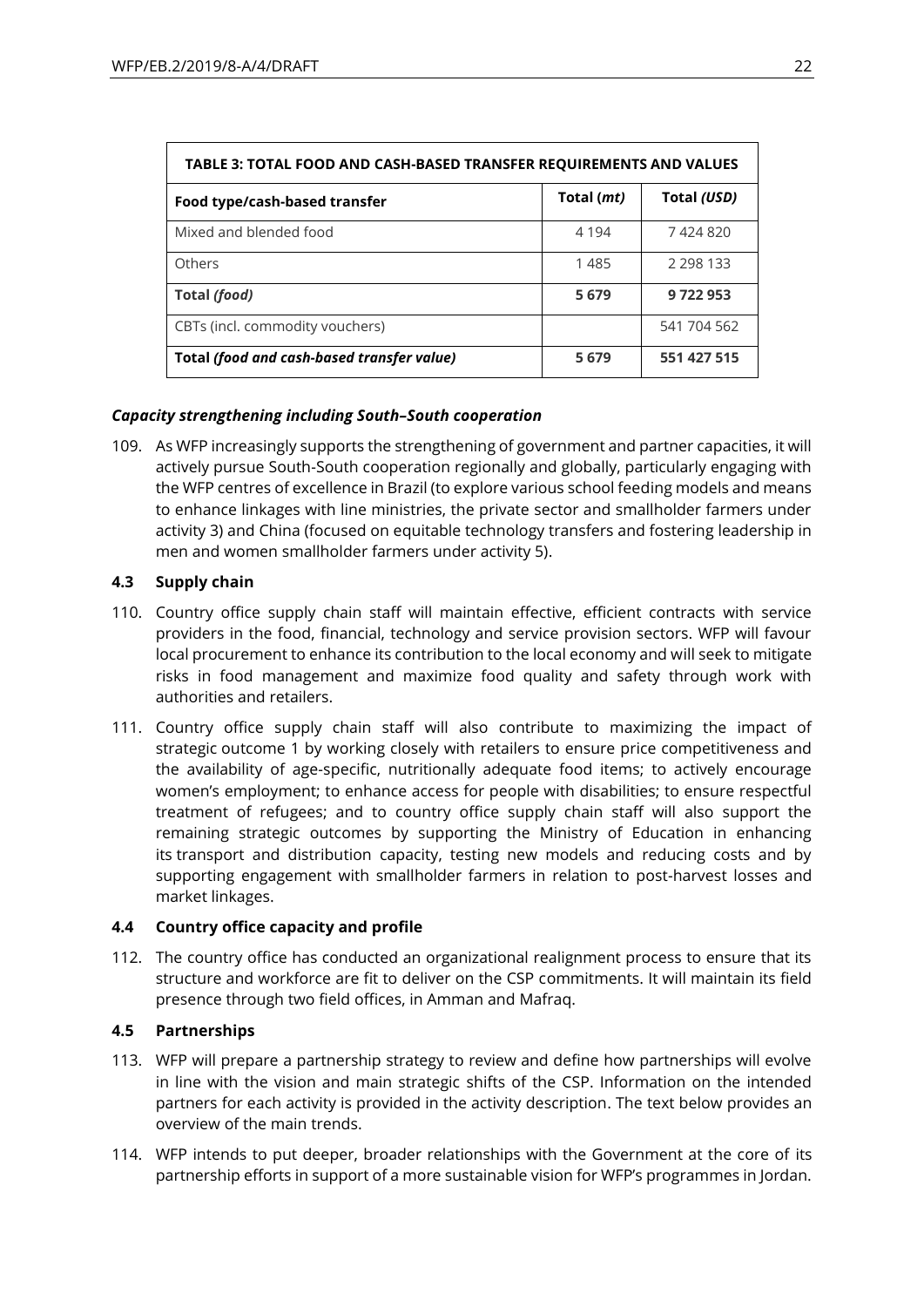| TABLE 3: TOTAL FOOD AND CASH-BASED TRANSFER REQUIREMENTS AND VALUES | | |
|---|---|---|
| **Food type/cash-based transfer** | **Total (*mt*)** | **Total *(USD)*** |
| Mixed and blended food | 4 194 | 7 424 820 |
| Others | 1 485 | 2 298 133 |
| **Total *(food)*** | **5 679** | **9 722 953** |
| CBTs (incl. commodity vouchers) | | 541 704 562 |
| **Total *(food and cash-based transfer value)*** | **5 679** | **551 427 515** |

***Capacity strengthening including South–South cooperation***

109. As WFP increasingly supports the strengthening of government and partner capacities, it will actively pursue South-South cooperation regionally and globally, particularly engaging with the WFP centres of excellence in Brazil (to explore various school feeding models and means to enhance linkages with line ministries, the private sector and smallholder farmers under activity 3) and China (focused on equitable technology transfers and fostering leadership in men and women smallholder farmers under activity 5).

### 4.3 Supply chain

110. Country office supply chain staff will maintain effective, efficient contracts with service providers in the food, financial, technology and service provision sectors. WFP will favour local procurement to enhance its contribution to the local economy and will seek to mitigate risks in food management and maximize food quality and safety through work with authorities and retailers.

111. Country office supply chain staff will also contribute to maximizing the impact of strategic outcome 1 by working closely with retailers to ensure price competitiveness and the availability of age-specific, nutritionally adequate food items; to actively encourage women's employment; to enhance access for people with disabilities; to ensure respectful treatment of refugees; and to country office supply chain staff will also support the remaining strategic outcomes by supporting the Ministry of Education in enhancing its transport and distribution capacity, testing new models and reducing costs and by supporting engagement with smallholder farmers in relation to post-harvest losses and market linkages.

### 4.4 Country office capacity and profile

112. The country office has conducted an organizational realignment process to ensure that its structure and workforce are fit to deliver on the CSP commitments. It will maintain its field presence through two field offices, in Amman and Mafraq.

### 4.5 Partnerships

113. WFP will prepare a partnership strategy to review and define how partnerships will evolve in line with the vision and main strategic shifts of the CSP. Information on the intended partners for each activity is provided in the activity description. The text below provides an overview of the main trends.

114. WFP intends to put deeper, broader relationships with the Government at the core of its partnership efforts in support of a more sustainable vision for WFP's programmes in Jordan.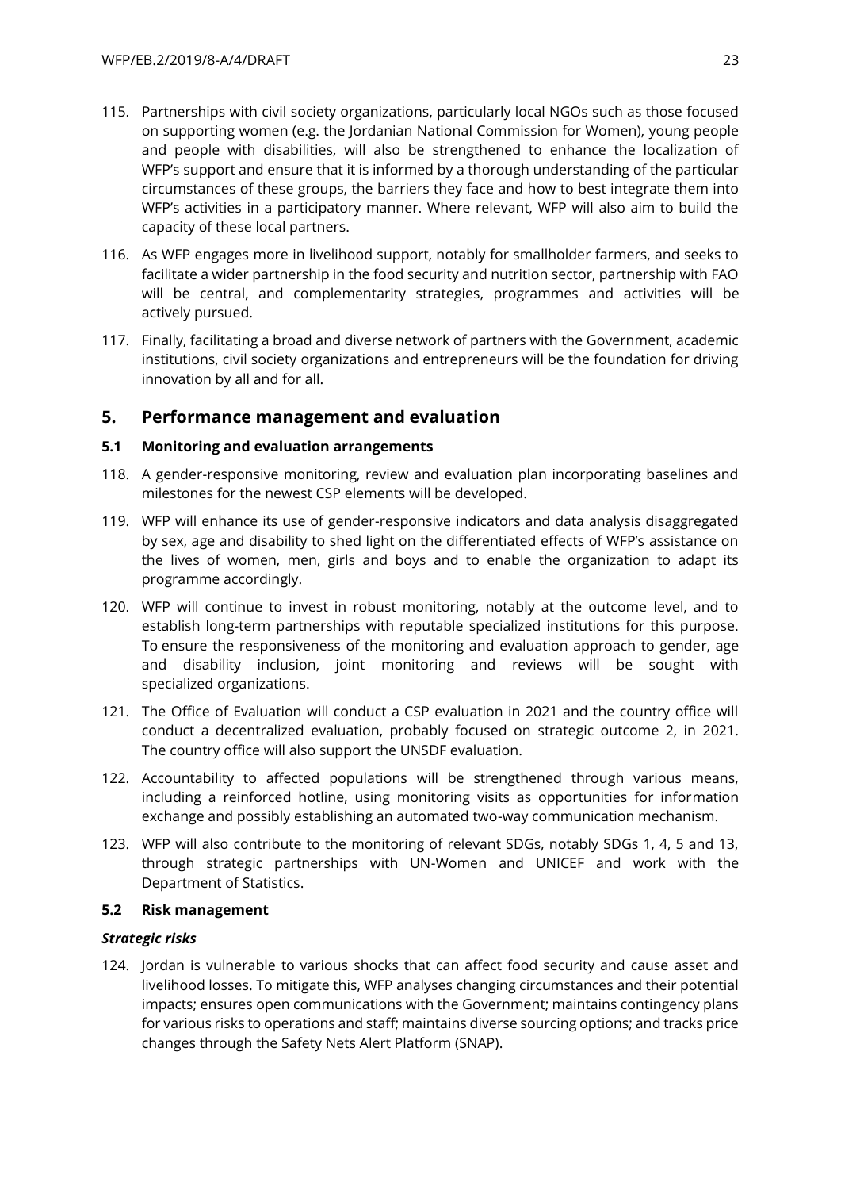115. Partnerships with civil society organizations, particularly local NGOs such as those focused on supporting women (e.g. the Jordanian National Commission for Women), young people and people with disabilities, will also be strengthened to enhance the localization of WFP's support and ensure that it is informed by a thorough understanding of the particular circumstances of these groups, the barriers they face and how to best integrate them into WFP's activities in a participatory manner. Where relevant, WFP will also aim to build the capacity of these local partners.

116. As WFP engages more in livelihood support, notably for smallholder farmers, and seeks to facilitate a wider partnership in the food security and nutrition sector, partnership with FAO will be central, and complementarity strategies, programmes and activities will be actively pursued.

117. Finally, facilitating a broad and diverse network of partners with the Government, academic institutions, civil society organizations and entrepreneurs will be the foundation for driving innovation by all and for all.

## 5. Performance management and evaluation

### 5.1 Monitoring and evaluation arrangements

118. A gender-responsive monitoring, review and evaluation plan incorporating baselines and milestones for the newest CSP elements will be developed.

119. WFP will enhance its use of gender-responsive indicators and data analysis disaggregated by sex, age and disability to shed light on the differentiated effects of WFP's assistance on the lives of women, men, girls and boys and to enable the organization to adapt its programme accordingly.

120. WFP will continue to invest in robust monitoring, notably at the outcome level, and to establish long-term partnerships with reputable specialized institutions for this purpose. To ensure the responsiveness of the monitoring and evaluation approach to gender, age and disability inclusion, joint monitoring and reviews will be sought with specialized organizations.

121. The Office of Evaluation will conduct a CSP evaluation in 2021 and the country office will conduct a decentralized evaluation, probably focused on strategic outcome 2, in 2021. The country office will also support the UNSDF evaluation.

122. Accountability to affected populations will be strengthened through various means, including a reinforced hotline, using monitoring visits as opportunities for information exchange and possibly establishing an automated two-way communication mechanism.

123. WFP will also contribute to the monitoring of relevant SDGs, notably SDGs 1, 4, 5 and 13, through strategic partnerships with UN-Women and UNICEF and work with the Department of Statistics.

### 5.2 Risk management

#### *Strategic risks*

124. Jordan is vulnerable to various shocks that can affect food security and cause asset and livelihood losses. To mitigate this, WFP analyses changing circumstances and their potential impacts; ensures open communications with the Government; maintains contingency plans for various risks to operations and staff; maintains diverse sourcing options; and tracks price changes through the Safety Nets Alert Platform (SNAP).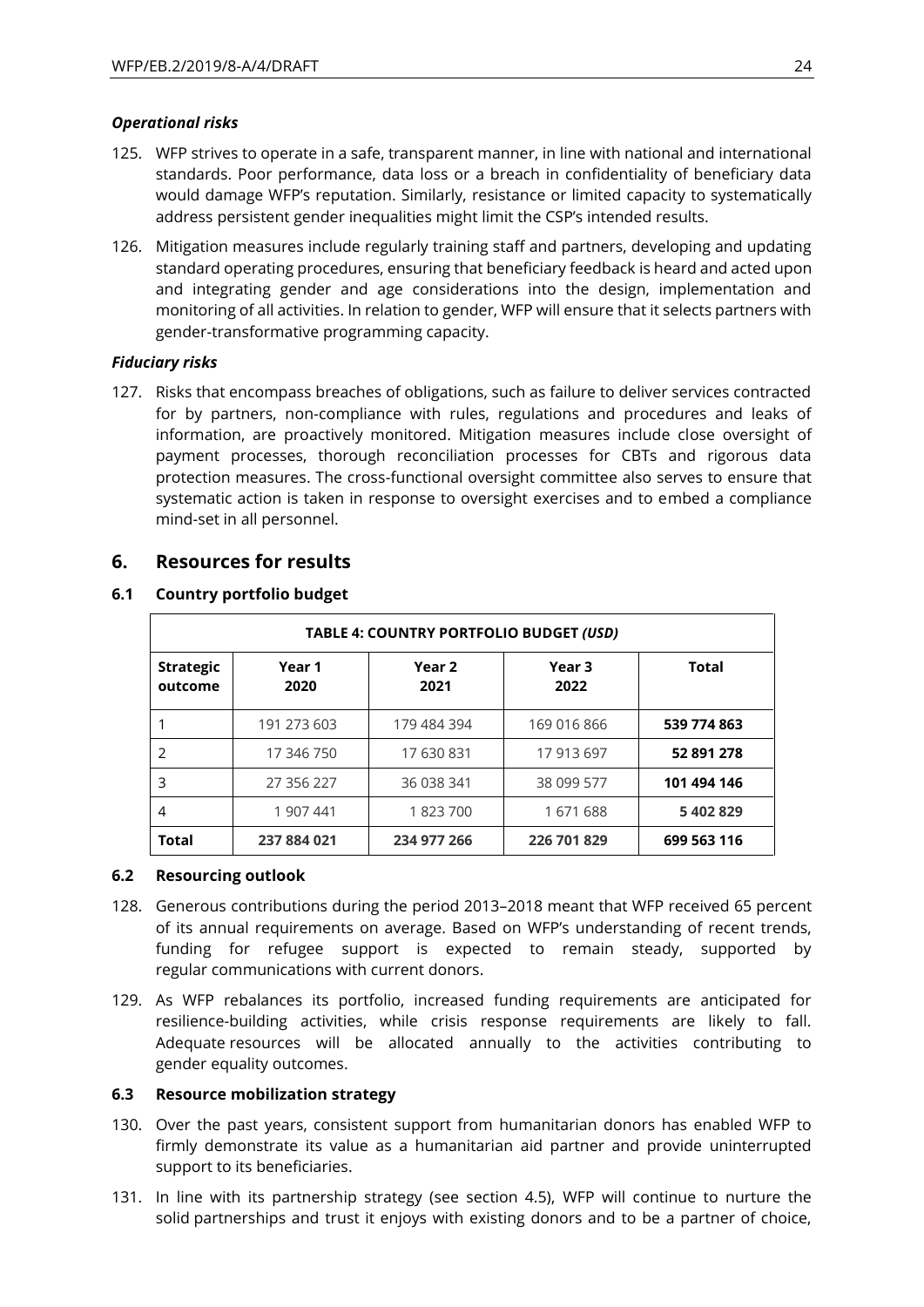### *Operational risks*

125. WFP strives to operate in a safe, transparent manner, in line with national and international standards. Poor performance, data loss or a breach in confidentiality of beneficiary data would damage WFP's reputation. Similarly, resistance or limited capacity to systematically address persistent gender inequalities might limit the CSP's intended results.

126. Mitigation measures include regularly training staff and partners, developing and updating standard operating procedures, ensuring that beneficiary feedback is heard and acted upon and integrating gender and age considerations into the design, implementation and monitoring of all activities. In relation to gender, WFP will ensure that it selects partners with gender-transformative programming capacity.

### *Fiduciary risks*

127. Risks that encompass breaches of obligations, such as failure to deliver services contracted for by partners, non-compliance with rules, regulations and procedures and leaks of information, are proactively monitored. Mitigation measures include close oversight of payment processes, thorough reconciliation processes for CBTs and rigorous data protection measures. The cross-functional oversight committee also serves to ensure that systematic action is taken in response to oversight exercises and to embed a compliance mind-set in all personnel.

## 6. Resources for results

### 6.1 Country portfolio budget

| TABLE 4: COUNTRY PORTFOLIO BUDGET *(USD)* | | | | |
|---|---|---|---|---|
| **Strategic outcome** | **Year 1 2020** | **Year 2 2021** | **Year 3 2022** | **Total** |
| 1 | 191 273 603 | 179 484 394 | 169 016 866 | **539 774 863** |
| 2 | 17 346 750 | 17 630 831 | 17 913 697 | **52 891 278** |
| 3 | 27 356 227 | 36 038 341 | 38 099 577 | **101 494 146** |
| 4 | 1 907 441 | 1 823 700 | 1 671 688 | **5 402 829** |
| **Total** | **237 884 021** | **234 977 266** | **226 701 829** | **699 563 116** |

### 6.2 Resourcing outlook

128. Generous contributions during the period 2013–2018 meant that WFP received 65 percent of its annual requirements on average. Based on WFP's understanding of recent trends, funding for refugee support is expected to remain steady, supported by regular communications with current donors.

129. As WFP rebalances its portfolio, increased funding requirements are anticipated for resilience-building activities, while crisis response requirements are likely to fall. Adequate resources will be allocated annually to the activities contributing to gender equality outcomes.

### 6.3 Resource mobilization strategy

130. Over the past years, consistent support from humanitarian donors has enabled WFP to firmly demonstrate its value as a humanitarian aid partner and provide uninterrupted support to its beneficiaries.

131. In line with its partnership strategy (see section 4.5), WFP will continue to nurture the solid partnerships and trust it enjoys with existing donors and to be a partner of choice,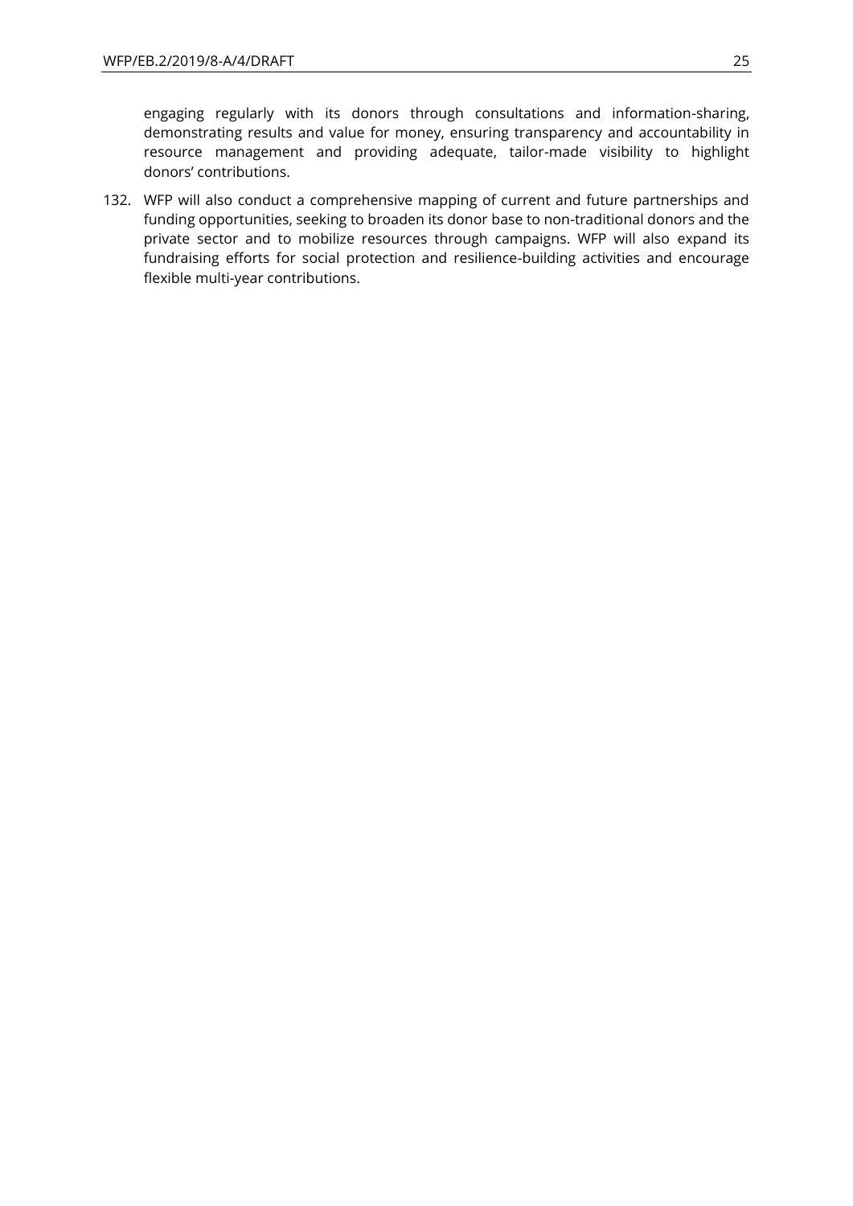engaging regularly with its donors through consultations and information-sharing, demonstrating results and value for money, ensuring transparency and accountability in resource management and providing adequate, tailor-made visibility to highlight donors' contributions.

132. WFP will also conduct a comprehensive mapping of current and future partnerships and funding opportunities, seeking to broaden its donor base to non-traditional donors and the private sector and to mobilize resources through campaigns. WFP will also expand its fundraising efforts for social protection and resilience-building activities and encourage flexible multi-year contributions.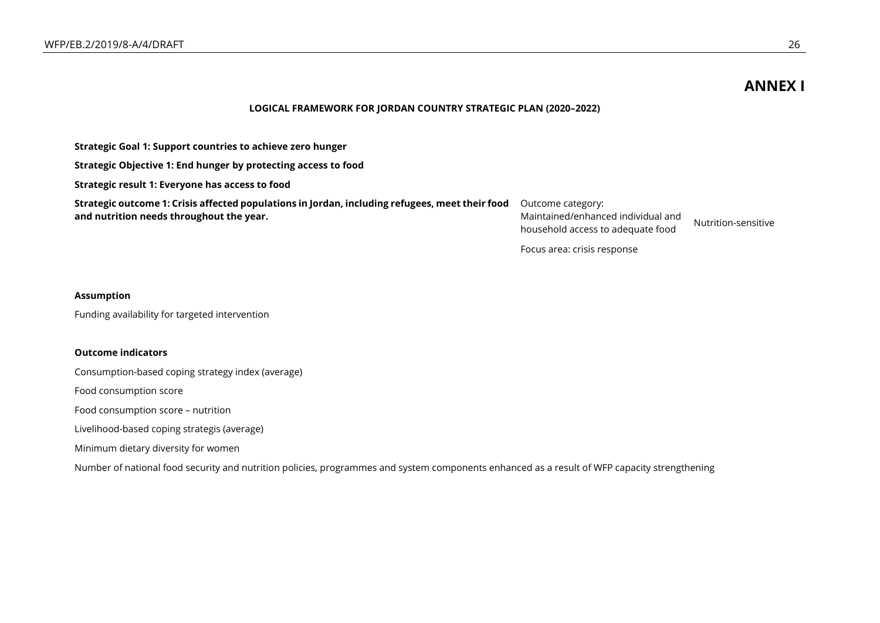# ANNEX I

**LOGICAL FRAMEWORK FOR JORDAN COUNTRY STRATEGIC PLAN (2020–2022)**

**Strategic Goal 1: Support countries to achieve zero hunger**

**Strategic Objective 1: End hunger by protecting access to food**

**Strategic result 1: Everyone has access to food**

| **Strategic outcome 1: Crisis affected populations in Jordan, including refugees, meet their food and nutrition needs throughout the year.** | Outcome category: Maintained/enhanced individual and household access to adequate food | Nutrition-sensitive |
|---|---|---|
| | Focus area: crisis response | |

**Assumption**

Funding availability for targeted intervention

**Outcome indicators**

Consumption-based coping strategy index (average)

Food consumption score

Food consumption score – nutrition

Livelihood-based coping strategis (average)

Minimum dietary diversity for women

Number of national food security and nutrition policies, programmes and system components enhanced as a result of WFP capacity strengthening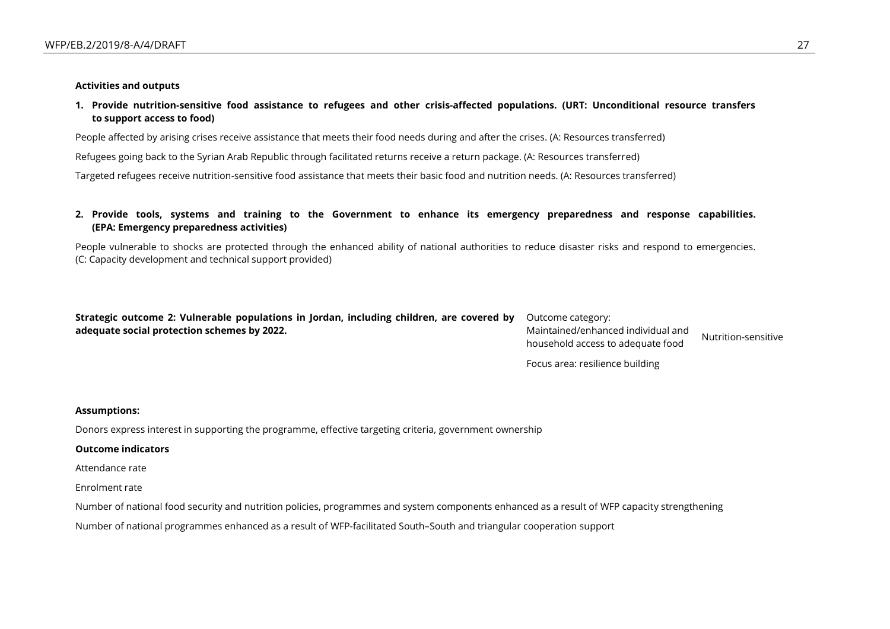**Activities and outputs**

**1. Provide nutrition-sensitive food assistance to refugees and other crisis-affected populations. (URT: Unconditional resource transfers to support access to food)**

People affected by arising crises receive assistance that meets their food needs during and after the crises. (A: Resources transferred)

Refugees going back to the Syrian Arab Republic through facilitated returns receive a return package. (A: Resources transferred)

Targeted refugees receive nutrition-sensitive food assistance that meets their basic food and nutrition needs. (A: Resources transferred)

**2. Provide tools, systems and training to the Government to enhance its emergency preparedness and response capabilities. (EPA: Emergency preparedness activities)**

People vulnerable to shocks are protected through the enhanced ability of national authorities to reduce disaster risks and respond to emergencies. (C: Capacity development and technical support provided)

| **Strategic outcome 2: Vulnerable populations in Jordan, including children, are covered by adequate social protection schemes by 2022.** | Outcome category: Maintained/enhanced individual and household access to adequate food | Nutrition-sensitive |
|---|---|---|
| | Focus area: resilience building | |

**Assumptions:**

Donors express interest in supporting the programme, effective targeting criteria, government ownership

**Outcome indicators**

Attendance rate

Enrolment rate

Number of national food security and nutrition policies, programmes and system components enhanced as a result of WFP capacity strengthening

Number of national programmes enhanced as a result of WFP-facilitated South–South and triangular cooperation support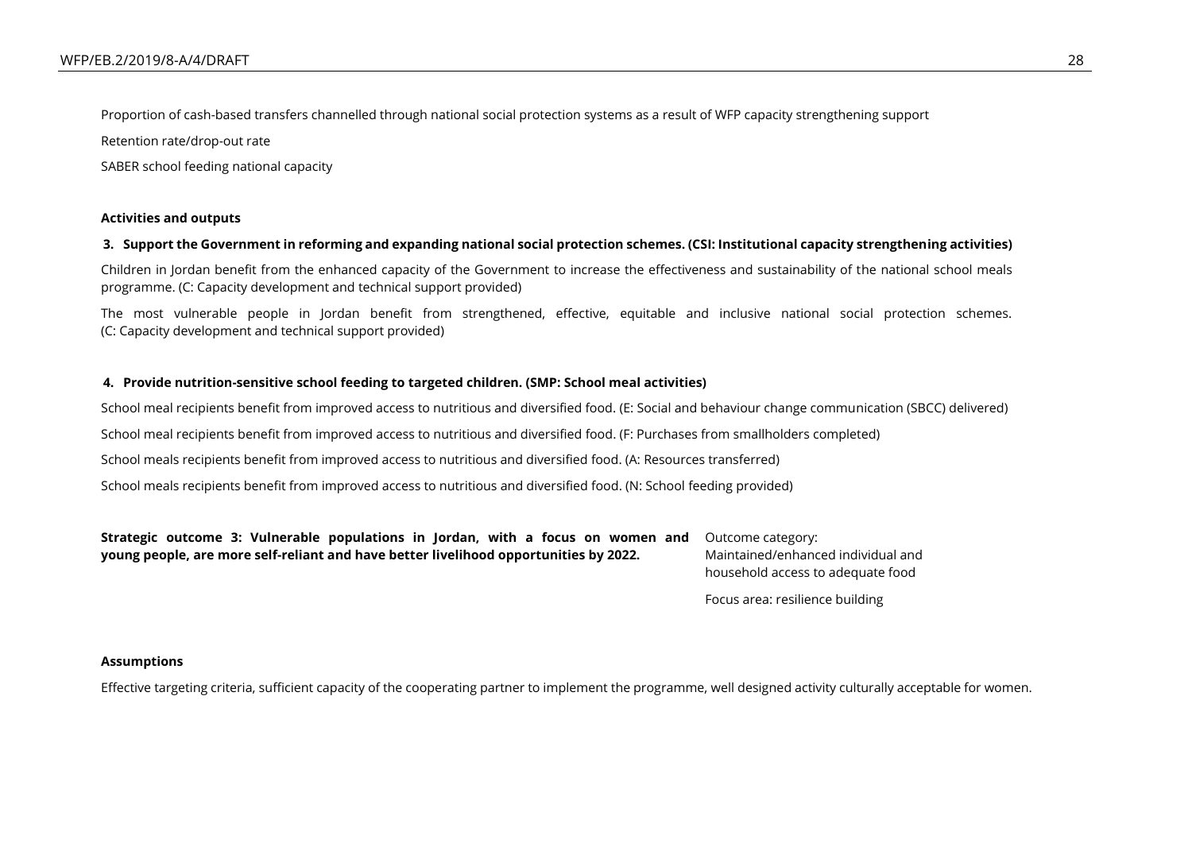Proportion of cash-based transfers channelled through national social protection systems as a result of WFP capacity strengthening support

Retention rate/drop-out rate

SABER school feeding national capacity

**Activities and outputs**

**3. Support the Government in reforming and expanding national social protection schemes. (CSI: Institutional capacity strengthening activities)**

Children in Jordan benefit from the enhanced capacity of the Government to increase the effectiveness and sustainability of the national school meals programme. (C: Capacity development and technical support provided)

The most vulnerable people in Jordan benefit from strengthened, effective, equitable and inclusive national social protection schemes. (C: Capacity development and technical support provided)

**4. Provide nutrition-sensitive school feeding to targeted children. (SMP: School meal activities)**

School meal recipients benefit from improved access to nutritious and diversified food. (E: Social and behaviour change communication (SBCC) delivered)

School meal recipients benefit from improved access to nutritious and diversified food. (F: Purchases from smallholders completed)

School meals recipients benefit from improved access to nutritious and diversified food. (A: Resources transferred)

School meals recipients benefit from improved access to nutritious and diversified food. (N: School feeding provided)

**Strategic outcome 3: Vulnerable populations in Jordan, with a focus on women and young people, are more self-reliant and have better livelihood opportunities by 2022.**

Outcome category: Maintained/enhanced individual and household access to adequate food

Focus area: resilience building

**Assumptions**

Effective targeting criteria, sufficient capacity of the cooperating partner to implement the programme, well designed activity culturally acceptable for women.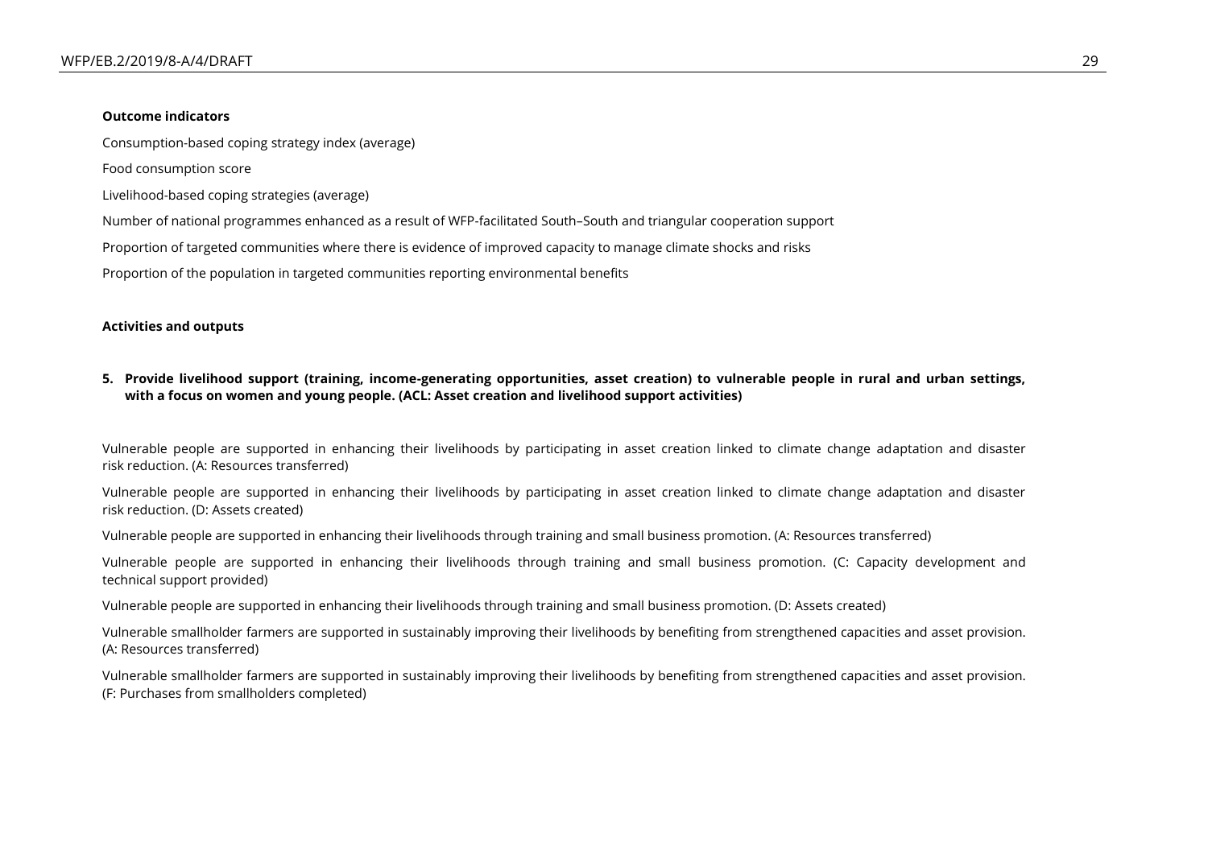**Outcome indicators**

Consumption-based coping strategy index (average)

Food consumption score

Livelihood-based coping strategies (average)

Number of national programmes enhanced as a result of WFP-facilitated South–South and triangular cooperation support

Proportion of targeted communities where there is evidence of improved capacity to manage climate shocks and risks

Proportion of the population in targeted communities reporting environmental benefits

**Activities and outputs**

**5. Provide livelihood support (training, income-generating opportunities, asset creation) to vulnerable people in rural and urban settings, with a focus on women and young people. (ACL: Asset creation and livelihood support activities)**

Vulnerable people are supported in enhancing their livelihoods by participating in asset creation linked to climate change adaptation and disaster risk reduction. (A: Resources transferred)

Vulnerable people are supported in enhancing their livelihoods by participating in asset creation linked to climate change adaptation and disaster risk reduction. (D: Assets created)

Vulnerable people are supported in enhancing their livelihoods through training and small business promotion. (A: Resources transferred)

Vulnerable people are supported in enhancing their livelihoods through training and small business promotion. (C: Capacity development and technical support provided)

Vulnerable people are supported in enhancing their livelihoods through training and small business promotion. (D: Assets created)

Vulnerable smallholder farmers are supported in sustainably improving their livelihoods by benefiting from strengthened capacities and asset provision. (A: Resources transferred)

Vulnerable smallholder farmers are supported in sustainably improving their livelihoods by benefiting from strengthened capacities and asset provision. (F: Purchases from smallholders completed)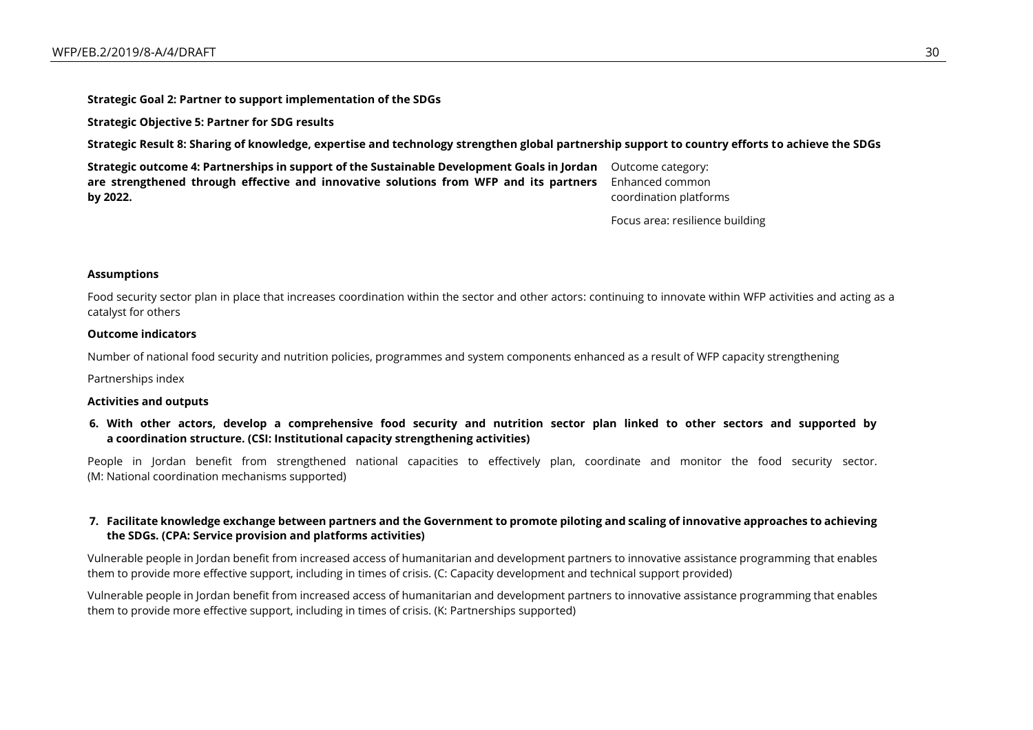**Strategic Goal 2: Partner to support implementation of the SDGs**

**Strategic Objective 5: Partner for SDG results**

**Strategic Result 8: Sharing of knowledge, expertise and technology strengthen global partnership support to country efforts to achieve the SDGs**

**Strategic outcome 4: Partnerships in support of the Sustainable Development Goals in Jordan are strengthened through effective and innovative solutions from WFP and its partners by 2022.**

Outcome category: Enhanced common coordination platforms

Focus area: resilience building

**Assumptions**

Food security sector plan in place that increases coordination within the sector and other actors: continuing to innovate within WFP activities and acting as a catalyst for others

**Outcome indicators**

Number of national food security and nutrition policies, programmes and system components enhanced as a result of WFP capacity strengthening

Partnerships index

**Activities and outputs**

**6. With other actors, develop a comprehensive food security and nutrition sector plan linked to other sectors and supported by a coordination structure. (CSI: Institutional capacity strengthening activities)**

People in Jordan benefit from strengthened national capacities to effectively plan, coordinate and monitor the food security sector. (M: National coordination mechanisms supported)

**7. Facilitate knowledge exchange between partners and the Government to promote piloting and scaling of innovative approaches to achieving the SDGs. (CPA: Service provision and platforms activities)**

Vulnerable people in Jordan benefit from increased access of humanitarian and development partners to innovative assistance programming that enables them to provide more effective support, including in times of crisis. (C: Capacity development and technical support provided)

Vulnerable people in Jordan benefit from increased access of humanitarian and development partners to innovative assistance programming that enables them to provide more effective support, including in times of crisis. (K: Partnerships supported)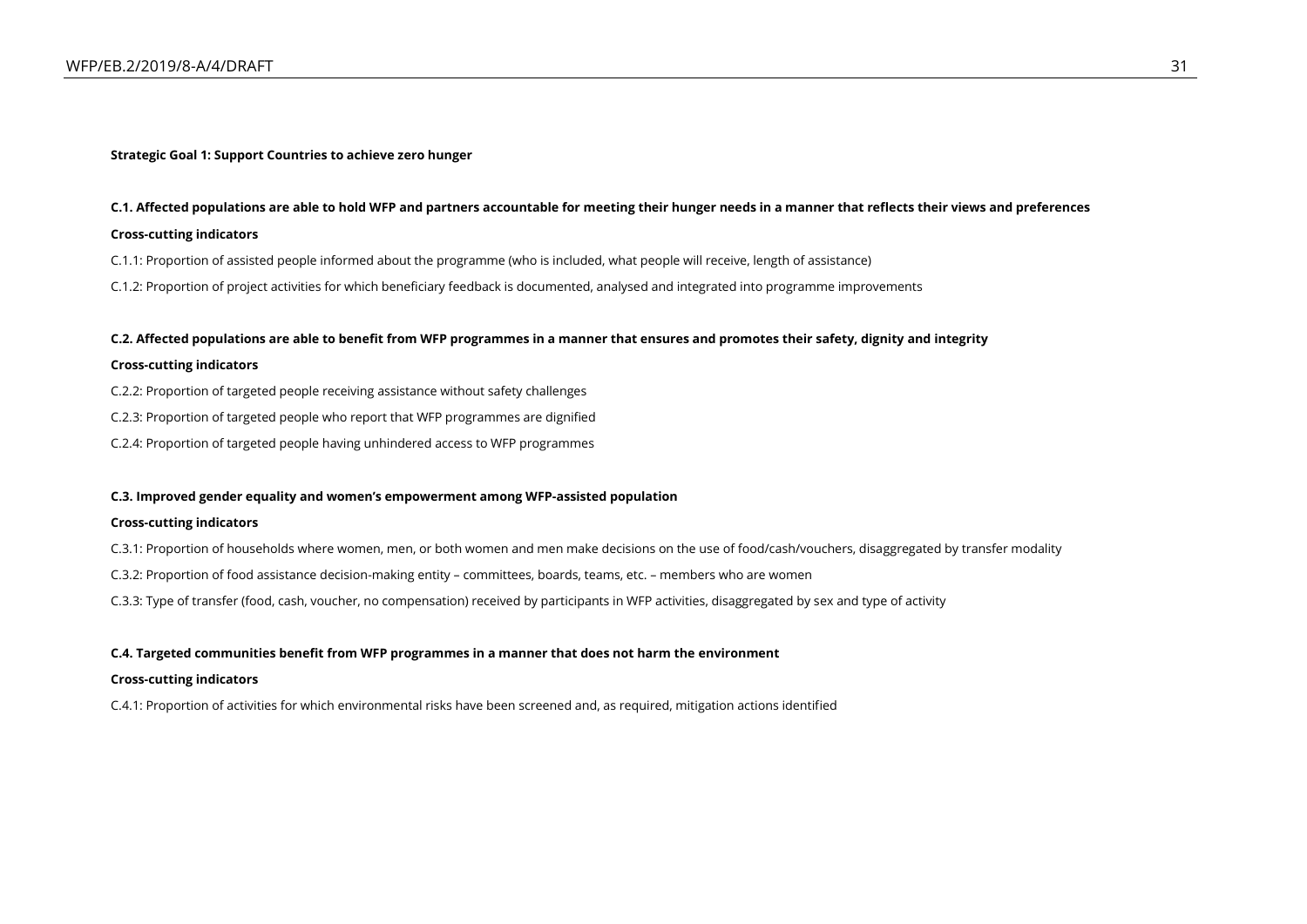**Strategic Goal 1: Support Countries to achieve zero hunger**

**C.1. Affected populations are able to hold WFP and partners accountable for meeting their hunger needs in a manner that reflects their views and preferences**

**Cross-cutting indicators**

C.1.1: Proportion of assisted people informed about the programme (who is included, what people will receive, length of assistance)

C.1.2: Proportion of project activities for which beneficiary feedback is documented, analysed and integrated into programme improvements

**C.2. Affected populations are able to benefit from WFP programmes in a manner that ensures and promotes their safety, dignity and integrity**

**Cross-cutting indicators**

C.2.2: Proportion of targeted people receiving assistance without safety challenges

C.2.3: Proportion of targeted people who report that WFP programmes are dignified

C.2.4: Proportion of targeted people having unhindered access to WFP programmes

**C.3. Improved gender equality and women's empowerment among WFP-assisted population**

**Cross-cutting indicators**

C.3.1: Proportion of households where women, men, or both women and men make decisions on the use of food/cash/vouchers, disaggregated by transfer modality

C.3.2: Proportion of food assistance decision-making entity – committees, boards, teams, etc. – members who are women

C.3.3: Type of transfer (food, cash, voucher, no compensation) received by participants in WFP activities, disaggregated by sex and type of activity

**C.4. Targeted communities benefit from WFP programmes in a manner that does not harm the environment**

**Cross-cutting indicators**

C.4.1: Proportion of activities for which environmental risks have been screened and, as required, mitigation actions identified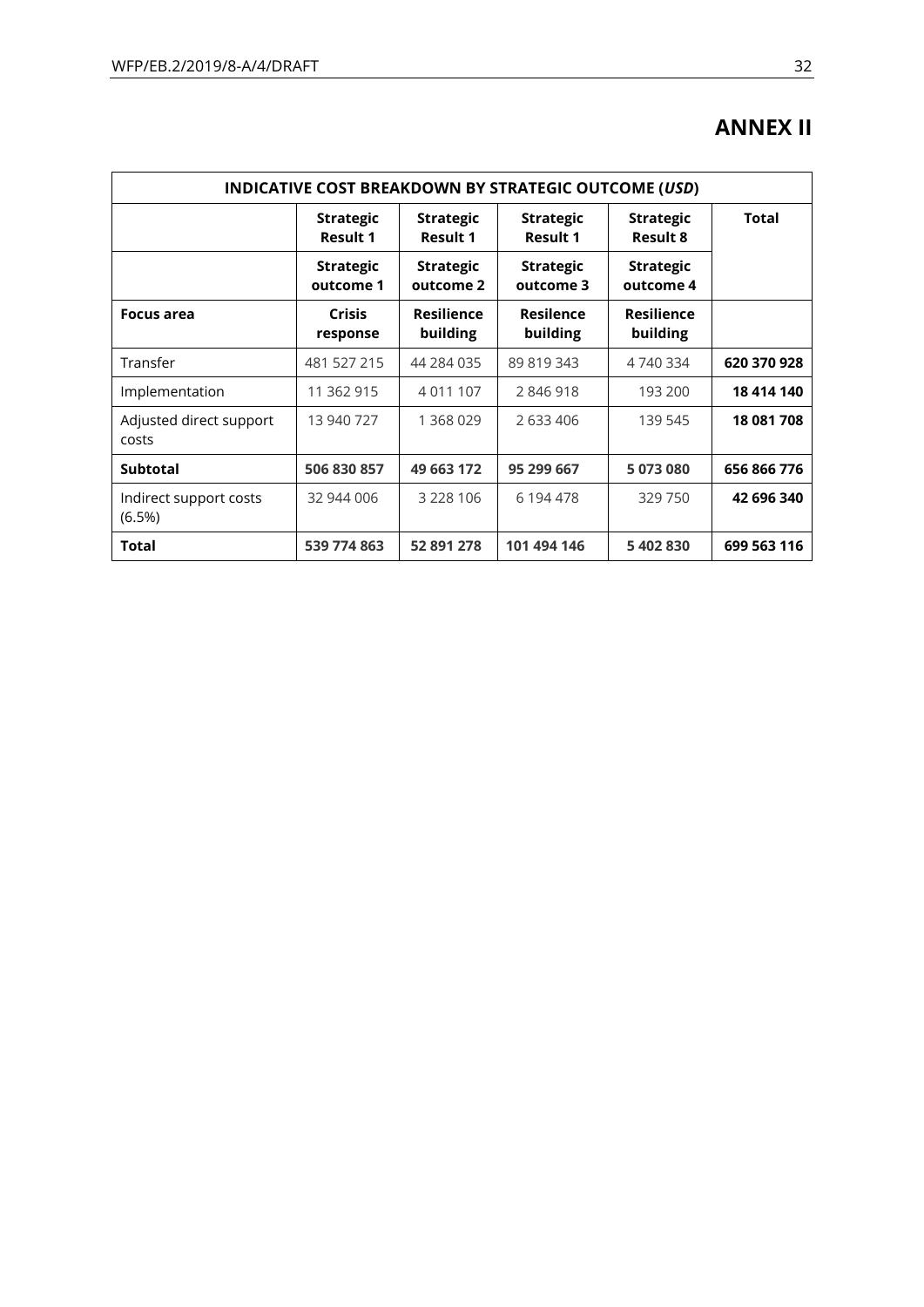# ANNEX II

| INDICATIVE COST BREAKDOWN BY STRATEGIC OUTCOME (*USD*) | | | | | |
|---|---|---|---|---|---|
| | **Strategic Result 1** | **Strategic Result 1** | **Strategic Result 1** | **Strategic Result 8** | **Total** |
| | **Strategic outcome 1** | **Strategic outcome 2** | **Strategic outcome 3** | **Strategic outcome 4** | |
| **Focus area** | **Crisis response** | **Resilience building** | **Resilence building** | **Resilience building** | |
| Transfer | 481 527 215 | 44 284 035 | 89 819 343 | 4 740 334 | **620 370 928** |
| Implementation | 11 362 915 | 4 011 107 | 2 846 918 | 193 200 | **18 414 140** |
| Adjusted direct support costs | 13 940 727 | 1 368 029 | 2 633 406 | 139 545 | **18 081 708** |
| **Subtotal** | **506 830 857** | **49 663 172** | **95 299 667** | **5 073 080** | **656 866 776** |
| Indirect support costs (6.5%) | 32 944 006 | 3 228 106 | 6 194 478 | 329 750 | **42 696 340** |
| **Total** | **539 774 863** | **52 891 278** | **101 494 146** | **5 402 830** | **699 563 116** |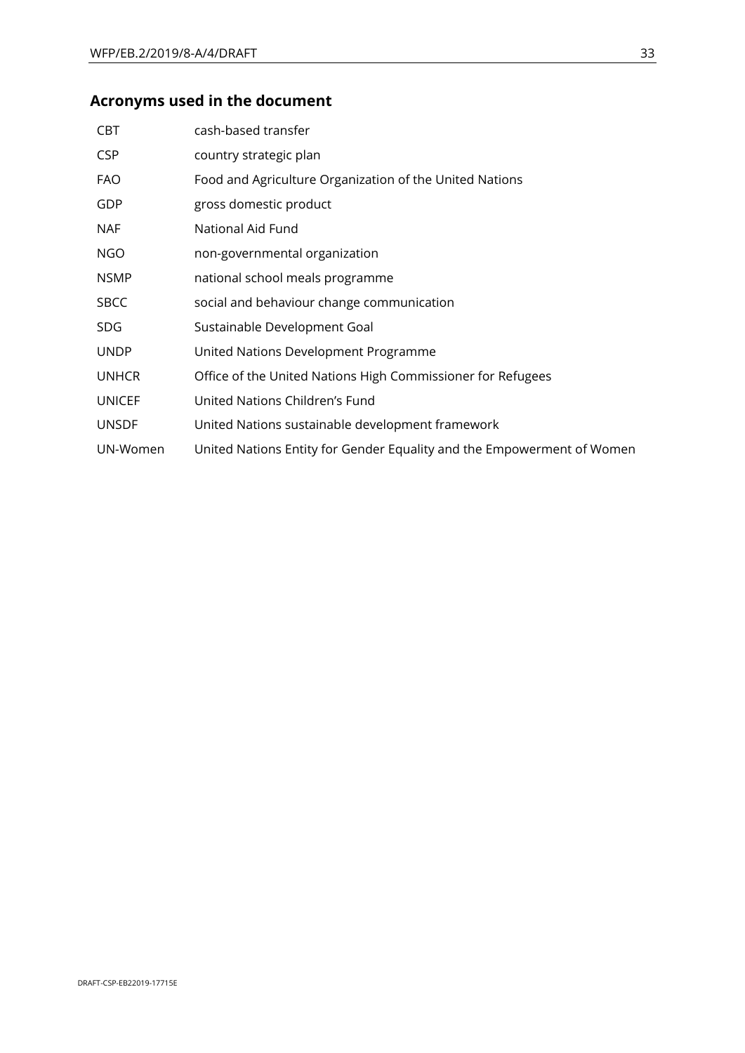## Acronyms used in the document

| | |
|---|---|
| CBT | cash-based transfer |
| CSP | country strategic plan |
| FAO | Food and Agriculture Organization of the United Nations |
| GDP | gross domestic product |
| NAF | National Aid Fund |
| NGO | non-governmental organization |
| NSMP | national school meals programme |
| SBCC | social and behaviour change communication |
| SDG | Sustainable Development Goal |
| UNDP | United Nations Development Programme |
| UNHCR | Office of the United Nations High Commissioner for Refugees |
| UNICEF | United Nations Children's Fund |
| UNSDF | United Nations sustainable development framework |
| UN-Women | United Nations Entity for Gender Equality and the Empowerment of Women |